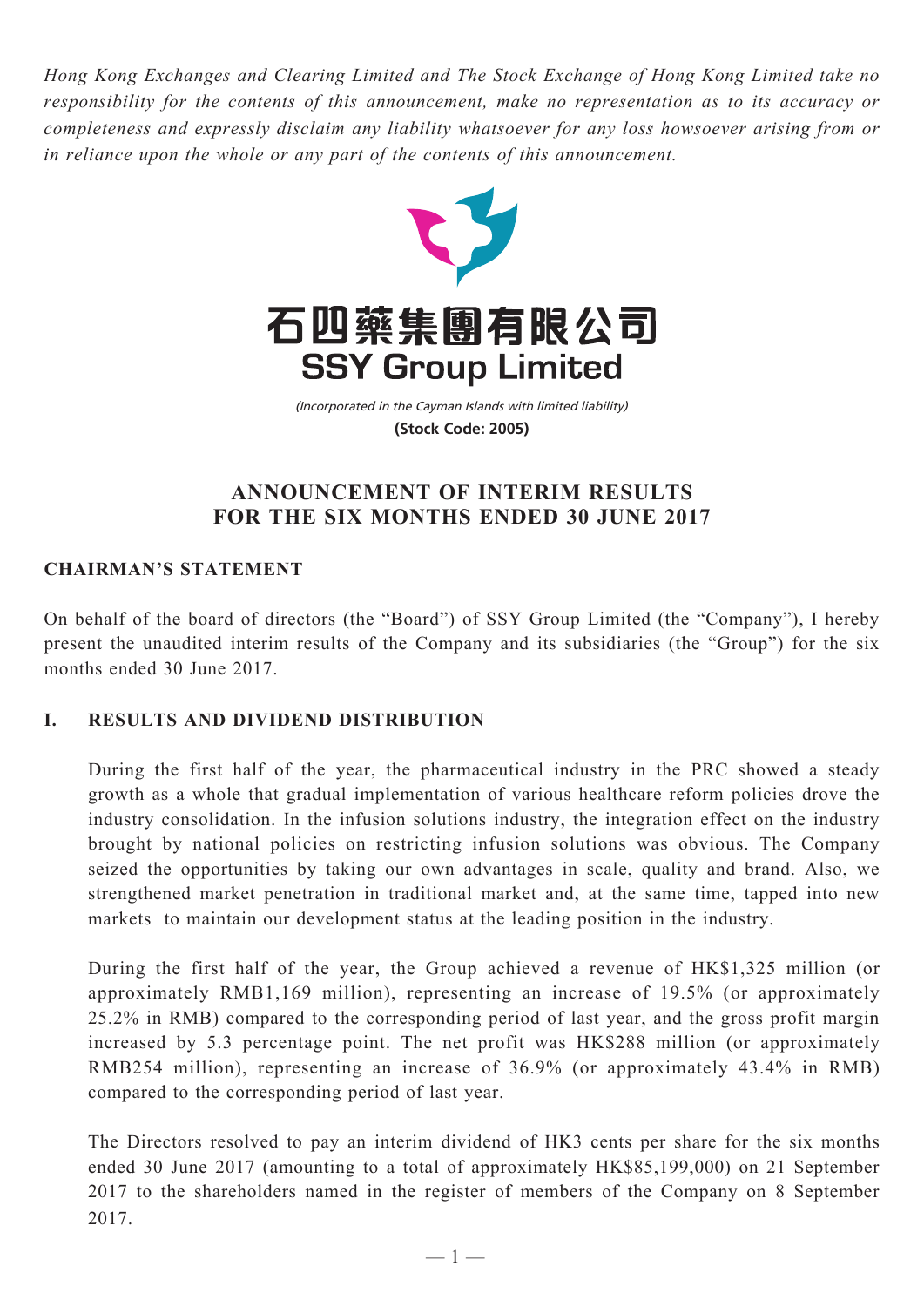*Hong Kong Exchanges and Clearing Limited and The Stock Exchange of Hong Kong Limited take no responsibility for the contents of this announcement, make no representation as to its accuracy or completeness and expressly disclaim any liability whatsoever for any loss howsoever arising from or in reliance upon the whole or any part of the contents of this announcement.*

**石四藥集團有限公司**
**SSY Group Limited**

*(Incorporated in the Cayman Islands with limited liability)*
**(Stock Code: 2005)**

# ANNOUNCEMENT OF INTERIM RESULTS FOR THE SIX MONTHS ENDED 30 JUNE 2017

## CHAIRMAN'S STATEMENT

On behalf of the board of directors (the "Board") of SSY Group Limited (the "Company"), I hereby present the unaudited interim results of the Company and its subsidiaries (the "Group") for the six months ended 30 June 2017.

### I. RESULTS AND DIVIDEND DISTRIBUTION

During the first half of the year, the pharmaceutical industry in the PRC showed a steady growth as a whole that gradual implementation of various healthcare reform policies drove the industry consolidation. In the infusion solutions industry, the integration effect on the industry brought by national policies on restricting infusion solutions was obvious. The Company seized the opportunities by taking our own advantages in scale, quality and brand. Also, we strengthened market penetration in traditional market and, at the same time, tapped into new markets to maintain our development status at the leading position in the industry.

During the first half of the year, the Group achieved a revenue of HK$1,325 million (or approximately RMB1,169 million), representing an increase of 19.5% (or approximately 25.2% in RMB) compared to the corresponding period of last year, and the gross profit margin increased by 5.3 percentage point. The net profit was HK$288 million (or approximately RMB254 million), representing an increase of 36.9% (or approximately 43.4% in RMB) compared to the corresponding period of last year.

The Directors resolved to pay an interim dividend of HK3 cents per share for the six months ended 30 June 2017 (amounting to a total of approximately HK$85,199,000) on 21 September 2017 to the shareholders named in the register of members of the Company on 8 September 2017.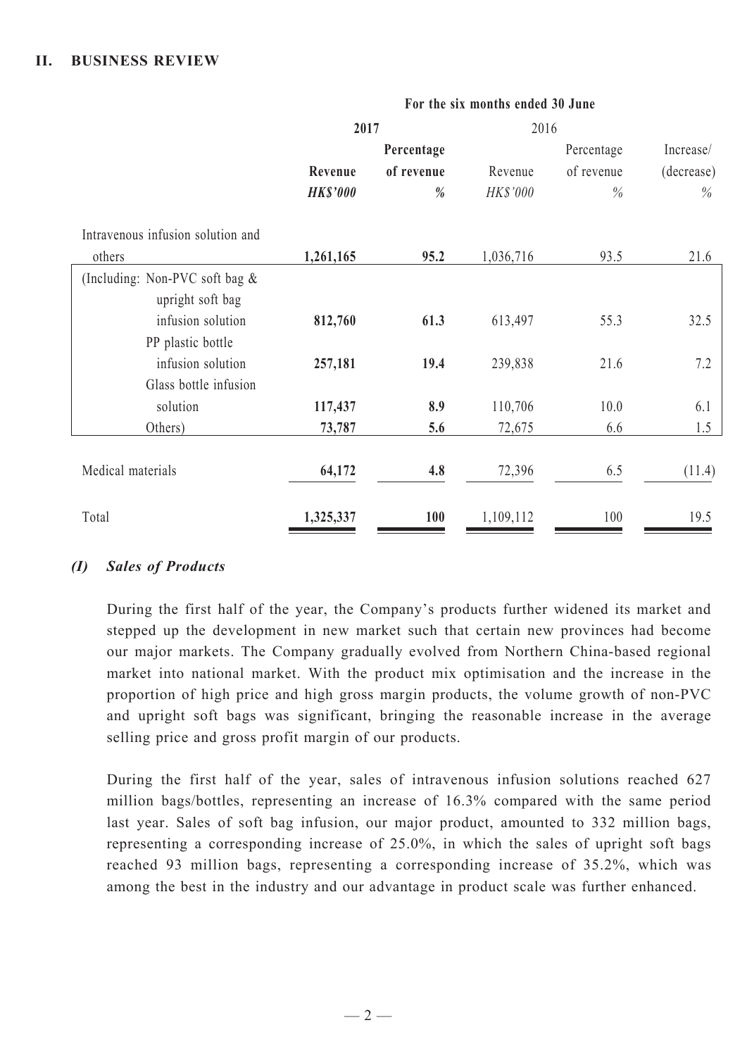## II. BUSINESS REVIEW

| | For the six months ended 30 June | | | | |
|---|---|---|---|---|---|
| | **2017** | | 2016 | | |
| | **Revenue** | **Percentage of revenue** | Revenue | Percentage of revenue | Increase/ (decrease) |
| | ***HK$'000*** | ***%*** | *HK$'000* | *%* | *%* |
| Intravenous infusion solution and others | **1,261,165** | **95.2** | 1,036,716 | 93.5 | 21.6 |
| (Including: Non-PVC soft bag & upright soft bag infusion solution | **812,760** | **61.3** | 613,497 | 55.3 | 32.5 |
| PP plastic bottle infusion solution | **257,181** | **19.4** | 239,838 | 21.6 | 7.2 |
| Glass bottle infusion solution | **117,437** | **8.9** | 110,706 | 10.0 | 6.1 |
| Others) | **73,787** | **5.6** | 72,675 | 6.6 | 1.5 |
| Medical materials | **64,172** | **4.8** | 72,396 | 6.5 | (11.4) |
| Total | **1,325,337** | **100** | 1,109,112 | 100 | 19.5 |

### *(I) Sales of Products*

During the first half of the year, the Company's products further widened its market and stepped up the development in new market such that certain new provinces had become our major markets. The Company gradually evolved from Northern China-based regional market into national market. With the product mix optimisation and the increase in the proportion of high price and high gross margin products, the volume growth of non-PVC and upright soft bags was significant, bringing the reasonable increase in the average selling price and gross profit margin of our products.

During the first half of the year, sales of intravenous infusion solutions reached 627 million bags/bottles, representing an increase of 16.3% compared with the same period last year. Sales of soft bag infusion, our major product, amounted to 332 million bags, representing a corresponding increase of 25.0%, in which the sales of upright soft bags reached 93 million bags, representing a corresponding increase of 35.2%, which was among the best in the industry and our advantage in product scale was further enhanced.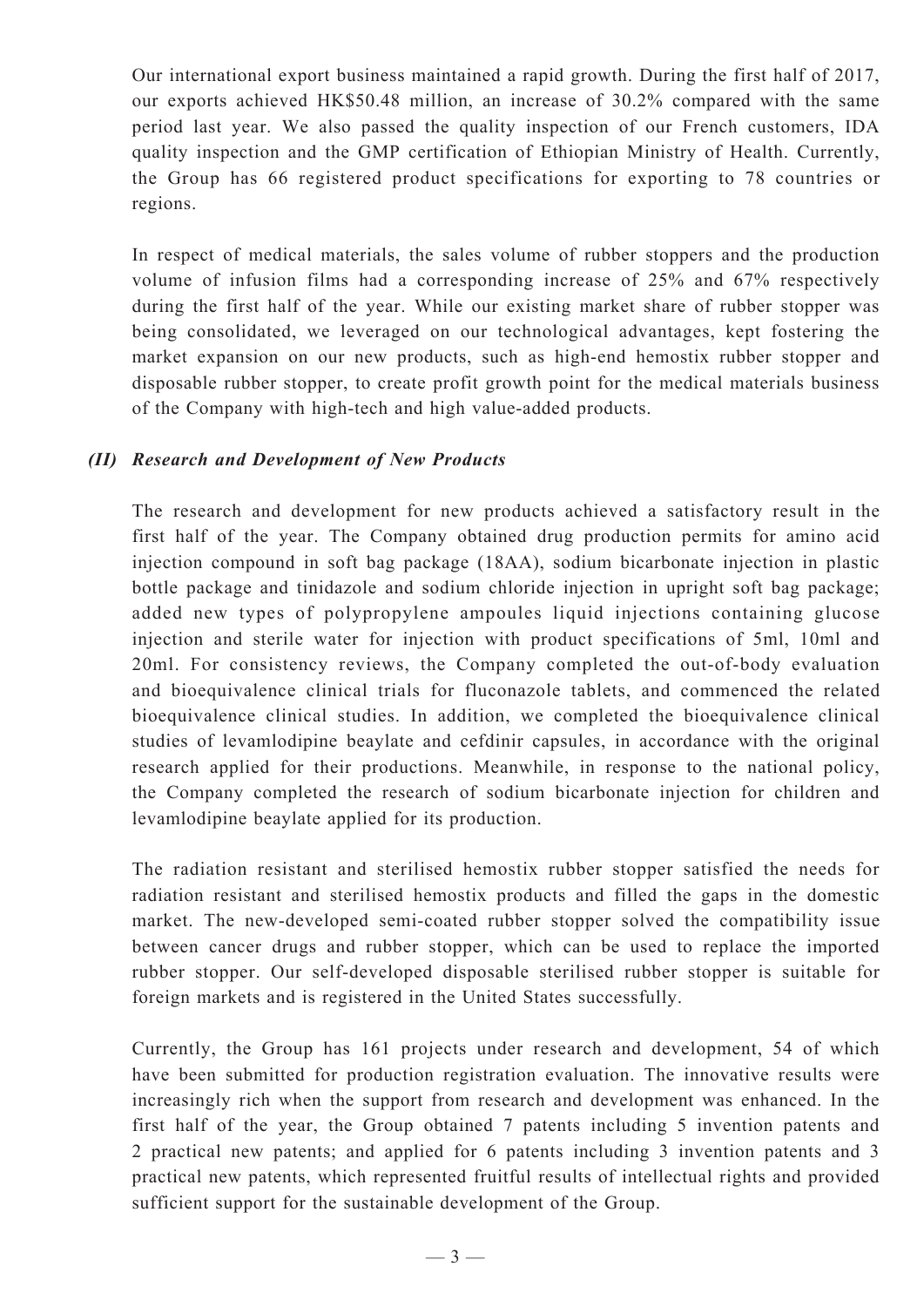Our international export business maintained a rapid growth. During the first half of 2017, our exports achieved HK$50.48 million, an increase of 30.2% compared with the same period last year. We also passed the quality inspection of our French customers, IDA quality inspection and the GMP certification of Ethiopian Ministry of Health. Currently, the Group has 66 registered product specifications for exporting to 78 countries or regions.

In respect of medical materials, the sales volume of rubber stoppers and the production volume of infusion films had a corresponding increase of 25% and 67% respectively during the first half of the year. While our existing market share of rubber stopper was being consolidated, we leveraged on our technological advantages, kept fostering the market expansion on our new products, such as high-end hemostix rubber stopper and disposable rubber stopper, to create profit growth point for the medical materials business of the Company with high-tech and high value-added products.

### *(II) Research and Development of New Products*

The research and development for new products achieved a satisfactory result in the first half of the year. The Company obtained drug production permits for amino acid injection compound in soft bag package (18AA), sodium bicarbonate injection in plastic bottle package and tinidazole and sodium chloride injection in upright soft bag package; added new types of polypropylene ampoules liquid injections containing glucose injection and sterile water for injection with product specifications of 5ml, 10ml and 20ml. For consistency reviews, the Company completed the out-of-body evaluation and bioequivalence clinical trials for fluconazole tablets, and commenced the related bioequivalence clinical studies. In addition, we completed the bioequivalence clinical studies of levamlodipine beaylate and cefdinir capsules, in accordance with the original research applied for their productions. Meanwhile, in response to the national policy, the Company completed the research of sodium bicarbonate injection for children and levamlodipine beaylate applied for its production.

The radiation resistant and sterilised hemostix rubber stopper satisfied the needs for radiation resistant and sterilised hemostix products and filled the gaps in the domestic market. The new-developed semi-coated rubber stopper solved the compatibility issue between cancer drugs and rubber stopper, which can be used to replace the imported rubber stopper. Our self-developed disposable sterilised rubber stopper is suitable for foreign markets and is registered in the United States successfully.

Currently, the Group has 161 projects under research and development, 54 of which have been submitted for production registration evaluation. The innovative results were increasingly rich when the support from research and development was enhanced. In the first half of the year, the Group obtained 7 patents including 5 invention patents and 2 practical new patents; and applied for 6 patents including 3 invention patents and 3 practical new patents, which represented fruitful results of intellectual rights and provided sufficient support for the sustainable development of the Group.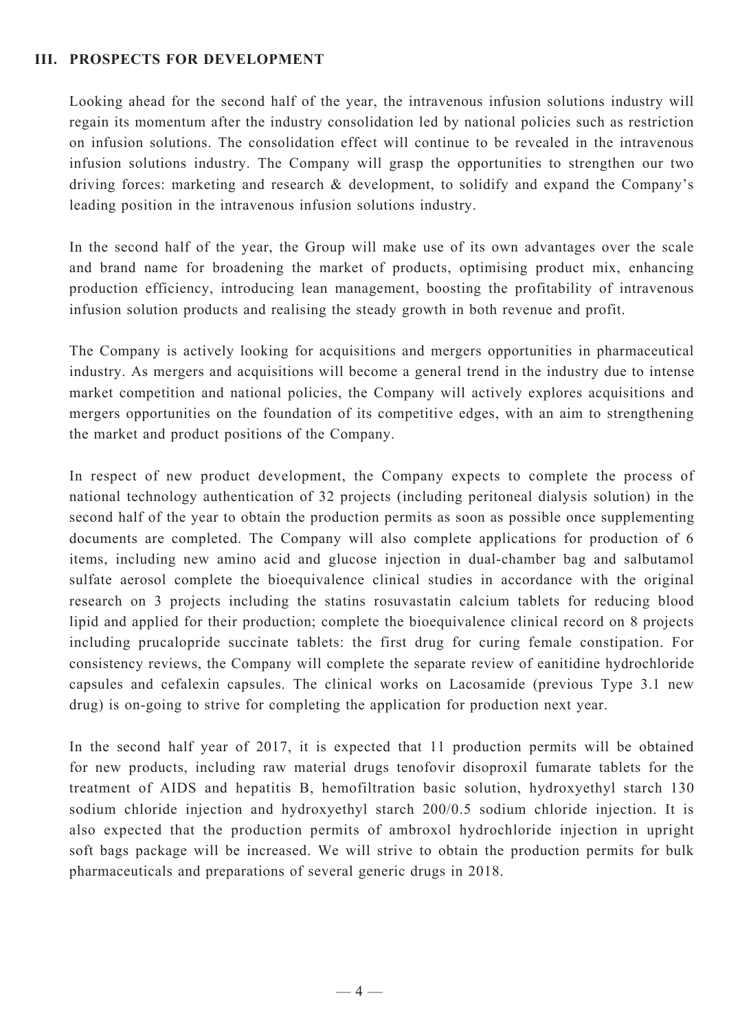## III. PROSPECTS FOR DEVELOPMENT

Looking ahead for the second half of the year, the intravenous infusion solutions industry will regain its momentum after the industry consolidation led by national policies such as restriction on infusion solutions. The consolidation effect will continue to be revealed in the intravenous infusion solutions industry. The Company will grasp the opportunities to strengthen our two driving forces: marketing and research & development, to solidify and expand the Company's leading position in the intravenous infusion solutions industry.

In the second half of the year, the Group will make use of its own advantages over the scale and brand name for broadening the market of products, optimising product mix, enhancing production efficiency, introducing lean management, boosting the profitability of intravenous infusion solution products and realising the steady growth in both revenue and profit.

The Company is actively looking for acquisitions and mergers opportunities in pharmaceutical industry. As mergers and acquisitions will become a general trend in the industry due to intense market competition and national policies, the Company will actively explores acquisitions and mergers opportunities on the foundation of its competitive edges, with an aim to strengthening the market and product positions of the Company.

In respect of new product development, the Company expects to complete the process of national technology authentication of 32 projects (including peritoneal dialysis solution) in the second half of the year to obtain the production permits as soon as possible once supplementing documents are completed. The Company will also complete applications for production of 6 items, including new amino acid and glucose injection in dual-chamber bag and salbutamol sulfate aerosol complete the bioequivalence clinical studies in accordance with the original research on 3 projects including the statins rosuvastatin calcium tablets for reducing blood lipid and applied for their production; complete the bioequivalence clinical record on 8 projects including prucalopride succinate tablets: the first drug for curing female constipation. For consistency reviews, the Company will complete the separate review of eanitidine hydrochloride capsules and cefalexin capsules. The clinical works on Lacosamide (previous Type 3.1 new drug) is on-going to strive for completing the application for production next year.

In the second half year of 2017, it is expected that 11 production permits will be obtained for new products, including raw material drugs tenofovir disoproxil fumarate tablets for the treatment of AIDS and hepatitis B, hemofiltration basic solution, hydroxyethyl starch 130 sodium chloride injection and hydroxyethyl starch 200/0.5 sodium chloride injection. It is also expected that the production permits of ambroxol hydrochloride injection in upright soft bags package will be increased. We will strive to obtain the production permits for bulk pharmaceuticals and preparations of several generic drugs in 2018.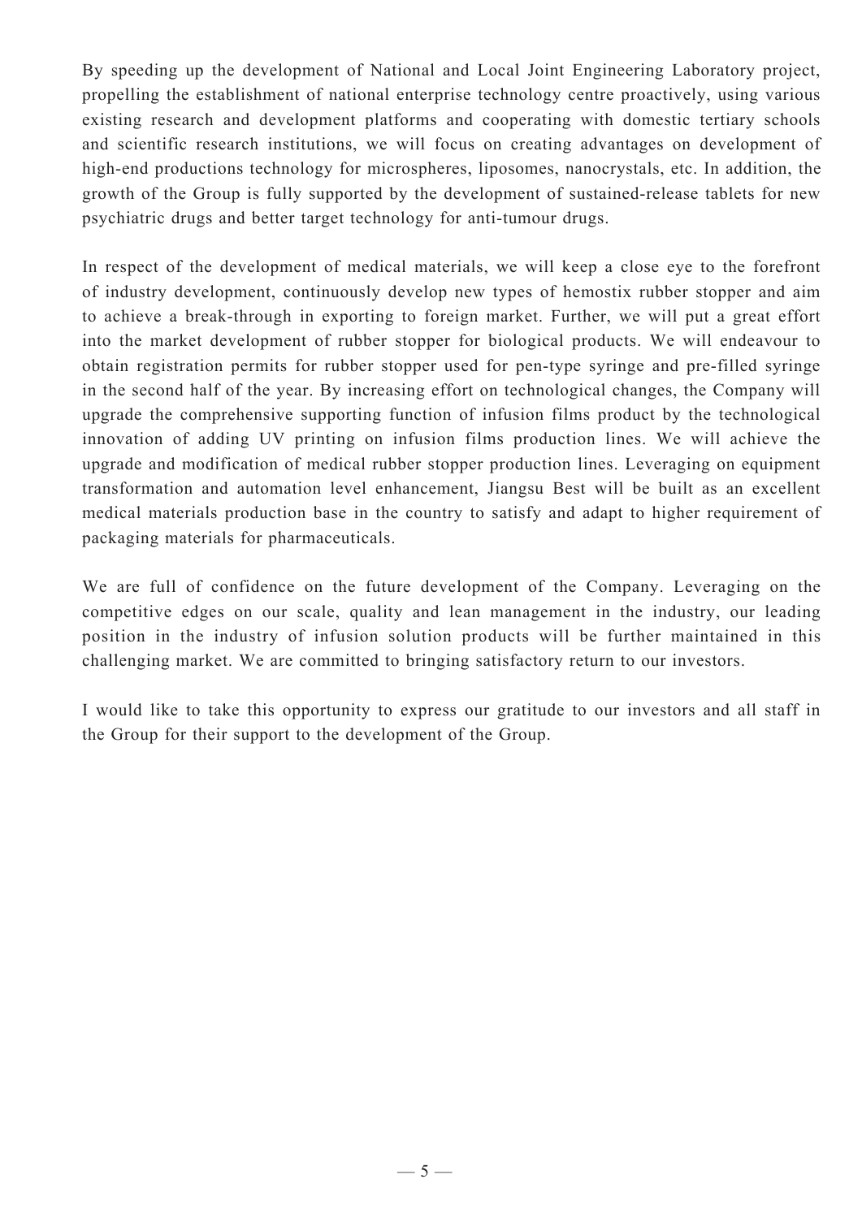By speeding up the development of National and Local Joint Engineering Laboratory project, propelling the establishment of national enterprise technology centre proactively, using various existing research and development platforms and cooperating with domestic tertiary schools and scientific research institutions, we will focus on creating advantages on development of high-end productions technology for microspheres, liposomes, nanocrystals, etc. In addition, the growth of the Group is fully supported by the development of sustained-release tablets for new psychiatric drugs and better target technology for anti-tumour drugs.

In respect of the development of medical materials, we will keep a close eye to the forefront of industry development, continuously develop new types of hemostix rubber stopper and aim to achieve a break-through in exporting to foreign market. Further, we will put a great effort into the market development of rubber stopper for biological products. We will endeavour to obtain registration permits for rubber stopper used for pen-type syringe and pre-filled syringe in the second half of the year. By increasing effort on technological changes, the Company will upgrade the comprehensive supporting function of infusion films product by the technological innovation of adding UV printing on infusion films production lines. We will achieve the upgrade and modification of medical rubber stopper production lines. Leveraging on equipment transformation and automation level enhancement, Jiangsu Best will be built as an excellent medical materials production base in the country to satisfy and adapt to higher requirement of packaging materials for pharmaceuticals.

We are full of confidence on the future development of the Company. Leveraging on the competitive edges on our scale, quality and lean management in the industry, our leading position in the industry of infusion solution products will be further maintained in this challenging market. We are committed to bringing satisfactory return to our investors.

I would like to take this opportunity to express our gratitude to our investors and all staff in the Group for their support to the development of the Group.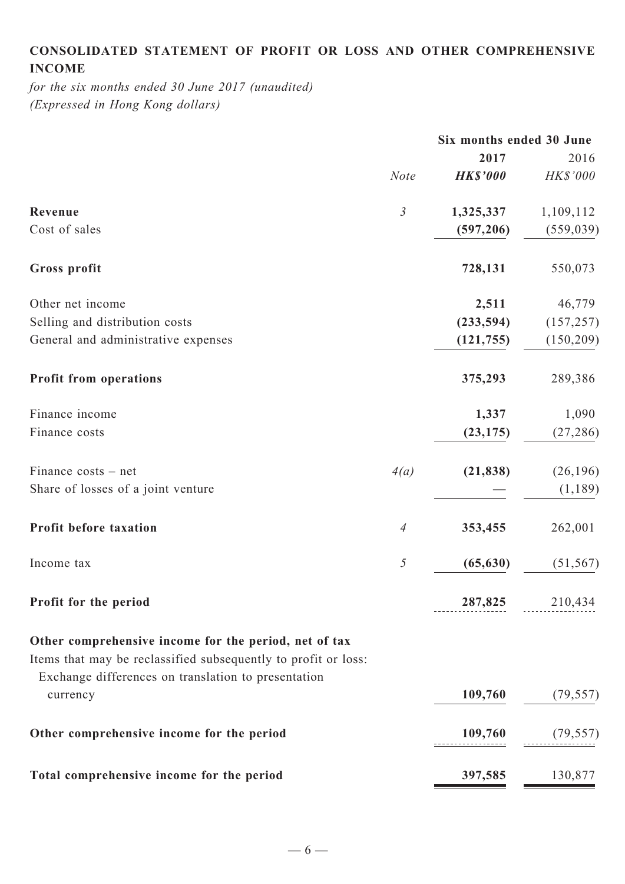## CONSOLIDATED STATEMENT OF PROFIT OR LOSS AND OTHER COMPREHENSIVE INCOME

*for the six months ended 30 June 2017 (unaudited)*
*(Expressed in Hong Kong dollars)*

| | | Six months ended 30 June | |
|---|---|---|---|
| | | **2017** | 2016 |
| | *Note* | ***HK$'000*** | *HK$'000* |
| **Revenue** | *3* | **1,325,337** | 1,109,112 |
| Cost of sales | | **(597,206)** | (559,039) |
| **Gross profit** | | **728,131** | 550,073 |
| Other net income | | **2,511** | 46,779 |
| Selling and distribution costs | | **(233,594)** | (157,257) |
| General and administrative expenses | | **(121,755)** | (150,209) |
| **Profit from operations** | | **375,293** | 289,386 |
| Finance income | | **1,337** | 1,090 |
| Finance costs | | **(23,175)** | (27,286) |
| Finance costs – net | *4(a)* | **(21,838)** | (26,196) |
| Share of losses of a joint venture | | **—** | (1,189) |
| **Profit before taxation** | *4* | **353,455** | 262,001 |
| Income tax | *5* | **(65,630)** | (51,567) |
| **Profit for the period** | | **287,825** | 210,434 |
| **Other comprehensive income for the period, net of tax** | | | |
| Items that may be reclassified subsequently to profit or loss: | | | |
| Exchange differences on translation to presentation currency | | **109,760** | (79,557) |
| **Other comprehensive income for the period** | | **109,760** | (79,557) |
| **Total comprehensive income for the period** | | **397,585** | 130,877 |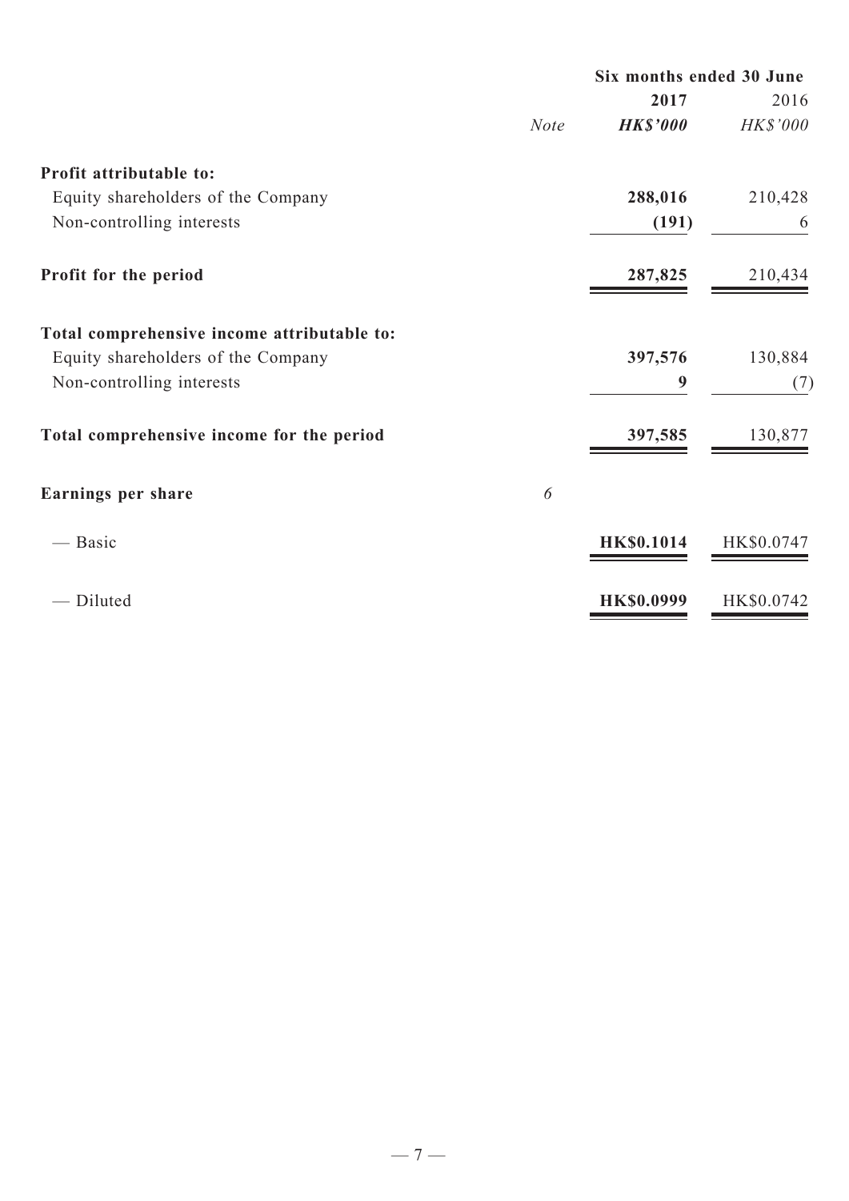| | | Six months ended 30 June | |
|---|---|---|---|
| | | **2017** | 2016 |
| | *Note* | ***HK$'000*** | *HK$'000* |
| **Profit attributable to:** | | | |
| Equity shareholders of the Company | | **288,016** | 210,428 |
| Non-controlling interests | | **(191)** | 6 |
| **Profit for the period** | | **287,825** | 210,434 |
| **Total comprehensive income attributable to:** | | | |
| Equity shareholders of the Company | | **397,576** | 130,884 |
| Non-controlling interests | | **9** | (7) |
| **Total comprehensive income for the period** | | **397,585** | 130,877 |
| **Earnings per share** | *6* | | |
| — Basic | | **HK$0.1014** | HK$0.0747 |
| — Diluted | | **HK$0.0999** | HK$0.0742 |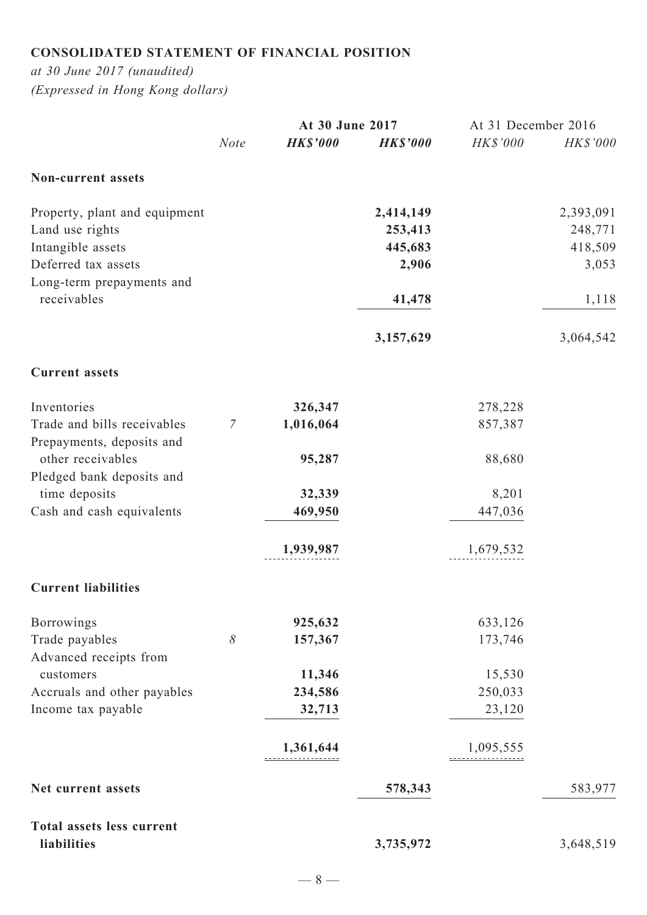**CONSOLIDATED STATEMENT OF FINANCIAL POSITION**

*at 30 June 2017 (unaudited)*

*(Expressed in Hong Kong dollars)*

| | Note | At 30 June 2017 | | At 31 December 2016 | |
|---|---|---|---|---|---|
| | | ***HK$'000*** | ***HK$'000*** | *HK$'000* | *HK$'000* |
| **Non-current assets** | | | | | |
| Property, plant and equipment | | | **2,414,149** | | 2,393,091 |
| Land use rights | | | **253,413** | | 248,771 |
| Intangible assets | | | **445,683** | | 418,509 |
| Deferred tax assets | | | **2,906** | | 3,053 |
| Long-term prepayments and receivables | | | **41,478** | | 1,118 |
| | | | **3,157,629** | | 3,064,542 |
| **Current assets** | | | | | |
| Inventories | | **326,347** | | 278,228 | |
| Trade and bills receivables | 7 | **1,016,064** | | 857,387 | |
| Prepayments, deposits and other receivables | | **95,287** | | 88,680 | |
| Pledged bank deposits and time deposits | | **32,339** | | 8,201 | |
| Cash and cash equivalents | | **469,950** | | 447,036 | |
| | | **1,939,987** | | 1,679,532 | |
| **Current liabilities** | | | | | |
| Borrowings | | **925,632** | | 633,126 | |
| Trade payables | 8 | **157,367** | | 173,746 | |
| Advanced receipts from customers | | **11,346** | | 15,530 | |
| Accruals and other payables | | **234,586** | | 250,033 | |
| Income tax payable | | **32,713** | | 23,120 | |
| | | **1,361,644** | | 1,095,555 | |
| **Net current assets** | | | **578,343** | | 583,977 |
| **Total assets less current liabilities** | | | **3,735,972** | | 3,648,519 |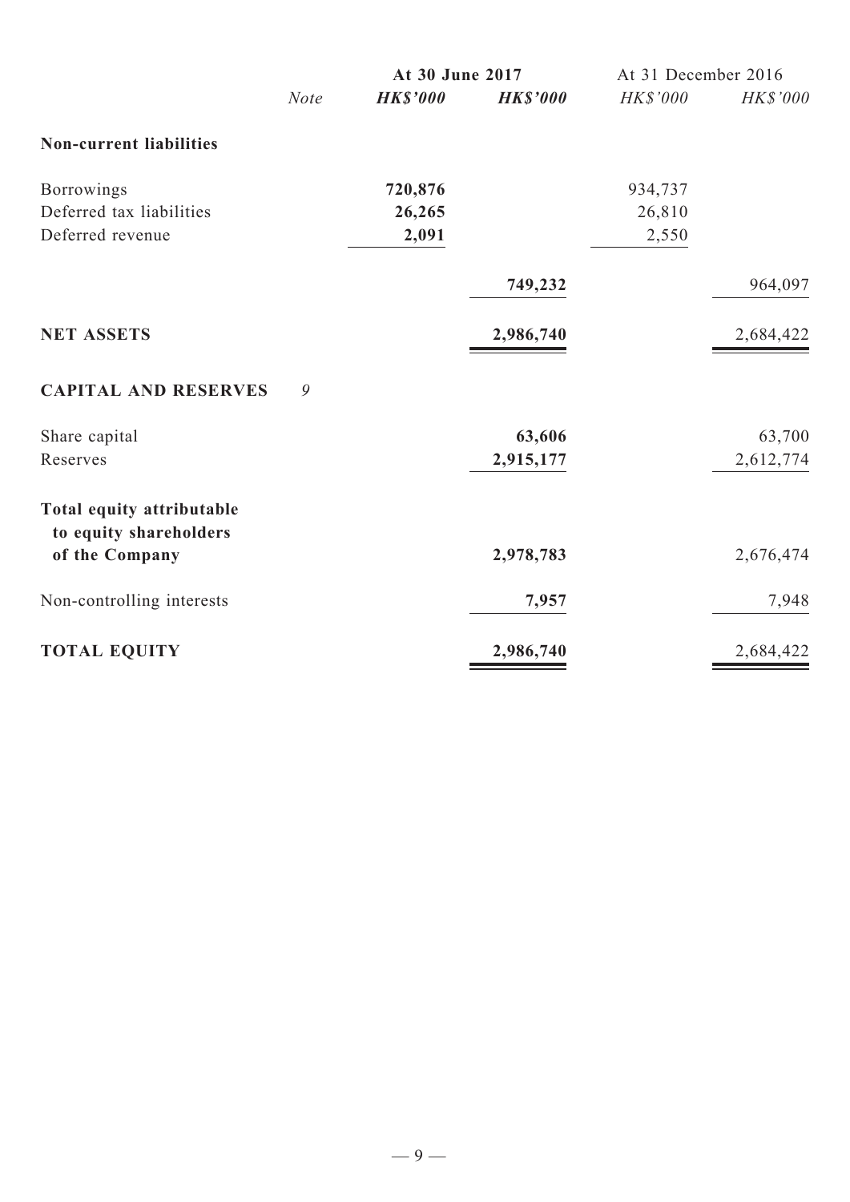| | Note | At 30 June 2017 | | At 31 December 2016 | |
|---|---|---|---|---|---|
| | | ***HK$'000*** | ***HK$'000*** | *HK$'000* | *HK$'000* |
| **Non-current liabilities** | | | | | |
| Borrowings | | **720,876** | | 934,737 | |
| Deferred tax liabilities | | **26,265** | | 26,810 | |
| Deferred revenue | | **2,091** | | 2,550 | |
| | | | **749,232** | | 964,097 |
| **NET ASSETS** | | | **2,986,740** | | 2,684,422 |
| **CAPITAL AND RESERVES** | *9* | | | | |
| Share capital | | | **63,606** | | 63,700 |
| Reserves | | | **2,915,177** | | 2,612,774 |
| **Total equity attributable to equity shareholders of the Company** | | | **2,978,783** | | 2,676,474 |
| Non-controlling interests | | | **7,957** | | 7,948 |
| **TOTAL EQUITY** | | | **2,986,740** | | 2,684,422 |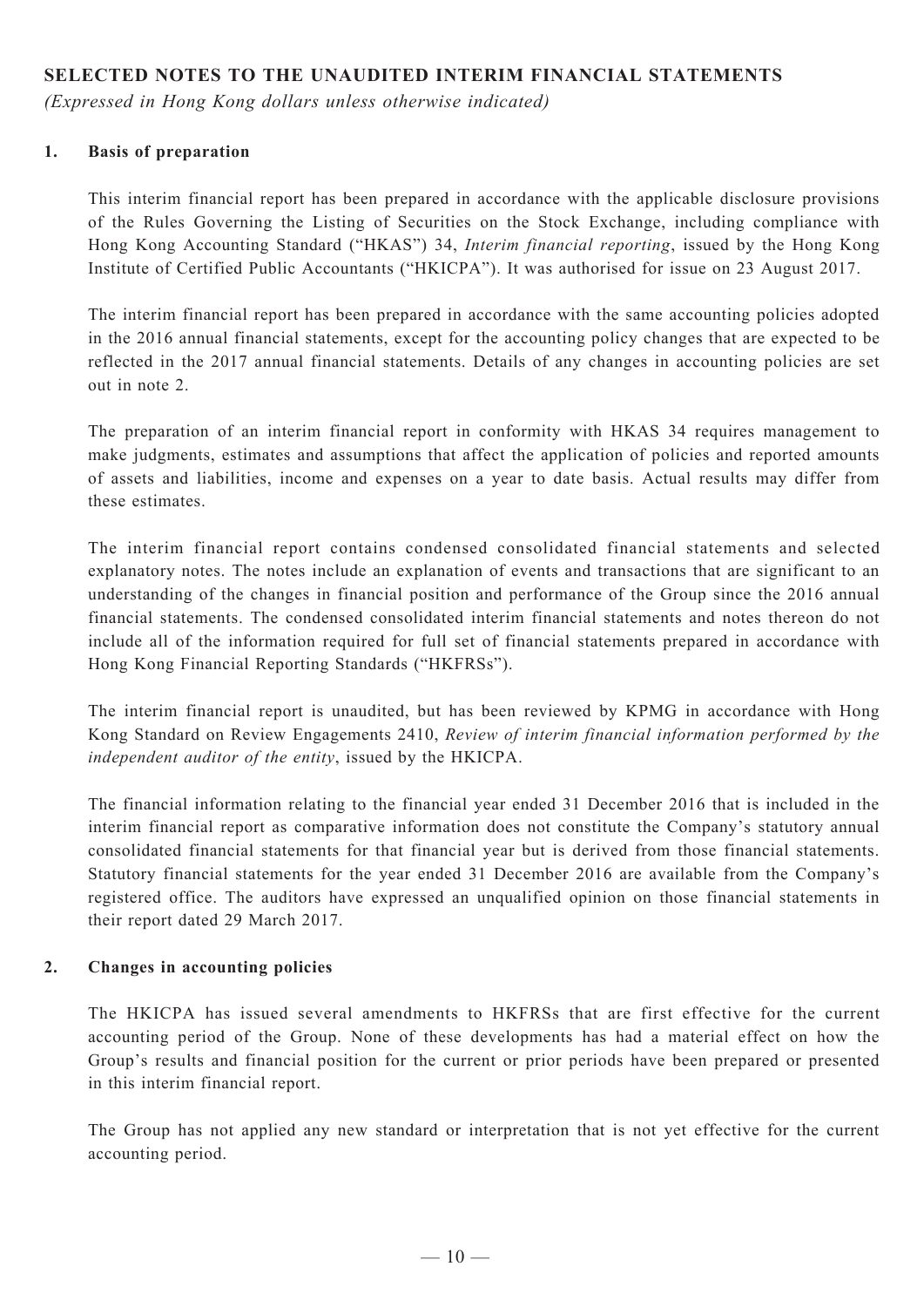## SELECTED NOTES TO THE UNAUDITED INTERIM FINANCIAL STATEMENTS

*(Expressed in Hong Kong dollars unless otherwise indicated)*

### 1. Basis of preparation

This interim financial report has been prepared in accordance with the applicable disclosure provisions of the Rules Governing the Listing of Securities on the Stock Exchange, including compliance with Hong Kong Accounting Standard ("HKAS") 34, *Interim financial reporting*, issued by the Hong Kong Institute of Certified Public Accountants ("HKICPA"). It was authorised for issue on 23 August 2017.

The interim financial report has been prepared in accordance with the same accounting policies adopted in the 2016 annual financial statements, except for the accounting policy changes that are expected to be reflected in the 2017 annual financial statements. Details of any changes in accounting policies are set out in note 2.

The preparation of an interim financial report in conformity with HKAS 34 requires management to make judgments, estimates and assumptions that affect the application of policies and reported amounts of assets and liabilities, income and expenses on a year to date basis. Actual results may differ from these estimates.

The interim financial report contains condensed consolidated financial statements and selected explanatory notes. The notes include an explanation of events and transactions that are significant to an understanding of the changes in financial position and performance of the Group since the 2016 annual financial statements. The condensed consolidated interim financial statements and notes thereon do not include all of the information required for full set of financial statements prepared in accordance with Hong Kong Financial Reporting Standards ("HKFRSs").

The interim financial report is unaudited, but has been reviewed by KPMG in accordance with Hong Kong Standard on Review Engagements 2410, *Review of interim financial information performed by the independent auditor of the entity*, issued by the HKICPA.

The financial information relating to the financial year ended 31 December 2016 that is included in the interim financial report as comparative information does not constitute the Company's statutory annual consolidated financial statements for that financial year but is derived from those financial statements. Statutory financial statements for the year ended 31 December 2016 are available from the Company's registered office. The auditors have expressed an unqualified opinion on those financial statements in their report dated 29 March 2017.

### 2. Changes in accounting policies

The HKICPA has issued several amendments to HKFRSs that are first effective for the current accounting period of the Group. None of these developments has had a material effect on how the Group's results and financial position for the current or prior periods have been prepared or presented in this interim financial report.

The Group has not applied any new standard or interpretation that is not yet effective for the current accounting period.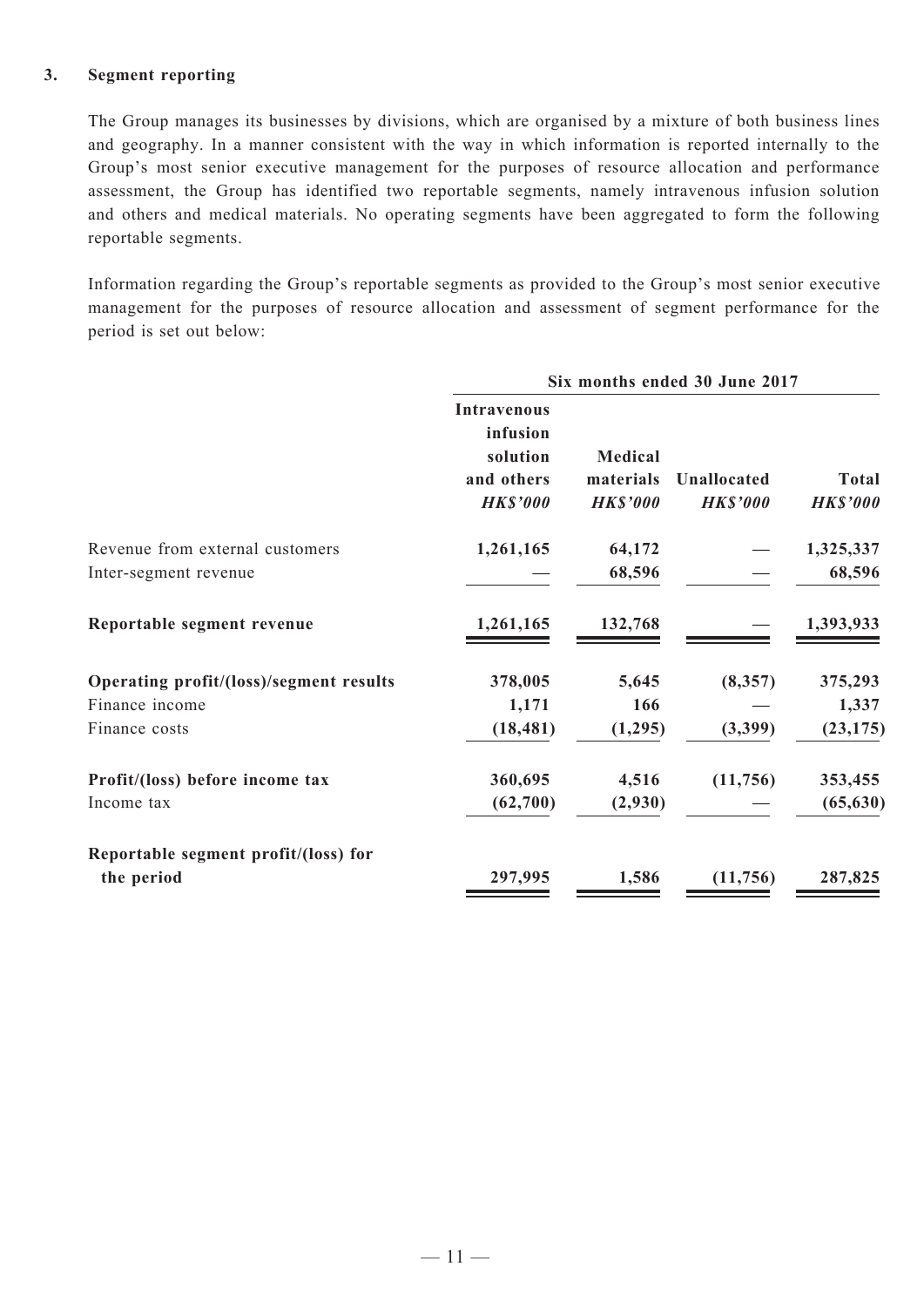### 3. Segment reporting

The Group manages its businesses by divisions, which are organised by a mixture of both business lines and geography. In a manner consistent with the way in which information is reported internally to the Group's most senior executive management for the purposes of resource allocation and performance assessment, the Group has identified two reportable segments, namely intravenous infusion solution and others and medical materials. No operating segments have been aggregated to form the following reportable segments.

Information regarding the Group's reportable segments as provided to the Group's most senior executive management for the purposes of resource allocation and assessment of segment performance for the period is set out below:

| | Six months ended 30 June 2017 | | | |
|---|---|---|---|---|
| | **Intravenous infusion solution and others** | **Medical materials** | **Unallocated** | **Total** |
| | ***HK$'000*** | ***HK$'000*** | ***HK$'000*** | ***HK$'000*** |
| Revenue from external customers | **1,261,165** | **64,172** | **—** | **1,325,337** |
| Inter-segment revenue | **—** | **68,596** | **—** | **68,596** |
| **Reportable segment revenue** | **1,261,165** | **132,768** | **—** | **1,393,933** |
| **Operating profit/(loss)/segment results** | **378,005** | **5,645** | **(8,357)** | **375,293** |
| Finance income | **1,171** | **166** | **—** | **1,337** |
| Finance costs | **(18,481)** | **(1,295)** | **(3,399)** | **(23,175)** |
| **Profit/(loss) before income tax** | **360,695** | **4,516** | **(11,756)** | **353,455** |
| Income tax | **(62,700)** | **(2,930)** | **—** | **(65,630)** |
| **Reportable segment profit/(loss) for the period** | **297,995** | **1,586** | **(11,756)** | **287,825** |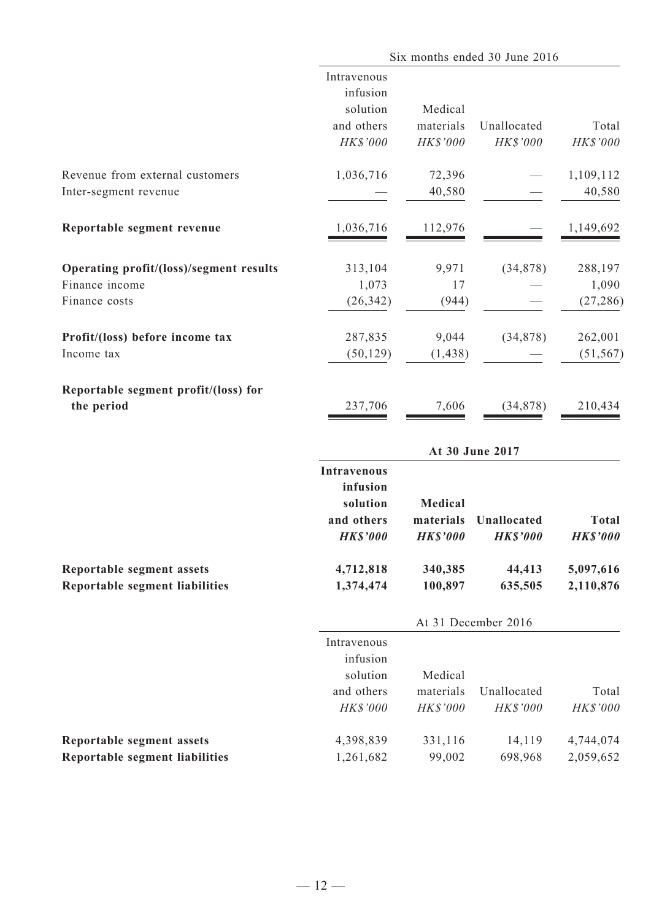| | Six months ended 30 June 2016 | | | |
|---|---|---|---|---|
| | Intravenous infusion solution and others | Medical materials | Unallocated | Total |
| | *HK$'000* | *HK$'000* | *HK$'000* | *HK$'000* |
| Revenue from external customers | 1,036,716 | 72,396 | — | 1,109,112 |
| Inter-segment revenue | — | 40,580 | — | 40,580 |
| **Reportable segment revenue** | 1,036,716 | 112,976 | — | 1,149,692 |
| **Operating profit/(loss)/segment results** | 313,104 | 9,971 | (34,878) | 288,197 |
| Finance income | 1,073 | 17 | — | 1,090 |
| Finance costs | (26,342) | (944) | — | (27,286) |
| **Profit/(loss) before income tax** | 287,835 | 9,044 | (34,878) | 262,001 |
| Income tax | (50,129) | (1,438) | — | (51,567) |
| **Reportable segment profit/(loss) for the period** | 237,706 | 7,606 | (34,878) | 210,434 |

| | **At 30 June 2017** | | | |
|---|---|---|---|---|
| | **Intravenous infusion solution and others** | **Medical materials** | **Unallocated** | **Total** |
| | ***HK$'000*** | ***HK$'000*** | ***HK$'000*** | ***HK$'000*** |
| **Reportable segment assets** | **4,712,818** | **340,385** | **44,413** | **5,097,616** |
| **Reportable segment liabilities** | **1,374,474** | **100,897** | **635,505** | **2,110,876** |

| | At 31 December 2016 | | | |
|---|---|---|---|---|
| | Intravenous infusion solution and others | Medical materials | Unallocated | Total |
| | *HK$'000* | *HK$'000* | *HK$'000* | *HK$'000* |
| **Reportable segment assets** | 4,398,839 | 331,116 | 14,119 | 4,744,074 |
| **Reportable segment liabilities** | 1,261,682 | 99,002 | 698,968 | 2,059,652 |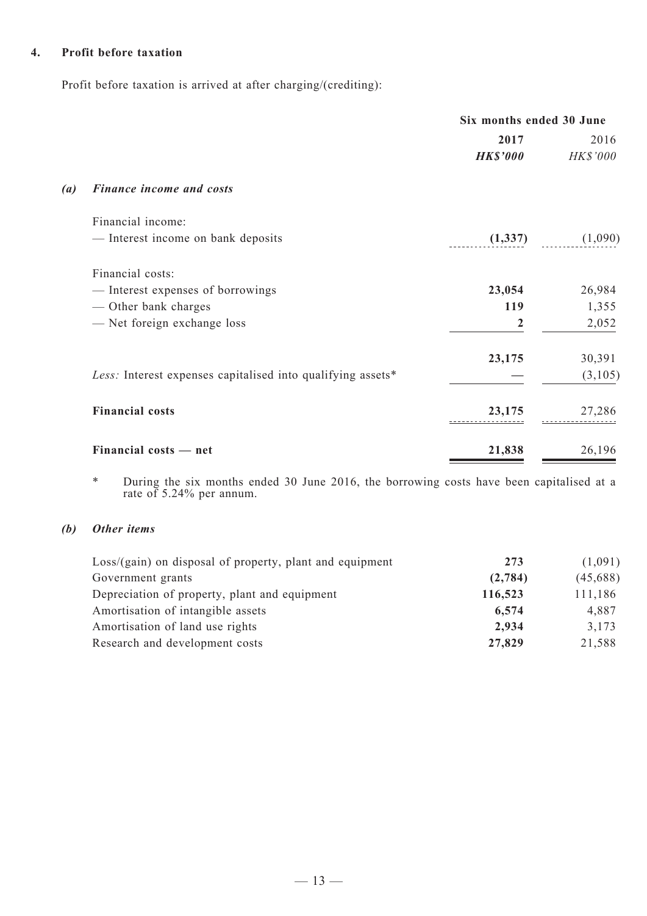## 4. Profit before taxation

Profit before taxation is arrived at after charging/(crediting):

| | Six months ended 30 June | |
|---|---|---|
| | **2017** | 2016 |
| | ***HK$'000*** | *HK$'000* |
| ***(a) Finance income and costs*** | | |
| Financial income: | | |
| — Interest income on bank deposits | **(1,337)** | (1,090) |
| Financial costs: | | |
| — Interest expenses of borrowings | **23,054** | 26,984 |
| — Other bank charges | **119** | 1,355 |
| — Net foreign exchange loss | **2** | 2,052 |
| | **23,175** | 30,391 |
| *Less:* Interest expenses capitalised into qualifying assets* | **—** | (3,105) |
| **Financial costs** | **23,175** | 27,286 |
| **Financial costs — net** | **21,838** | 26,196 |

\* During the six months ended 30 June 2016, the borrowing costs have been capitalised at a rate of 5.24% per annum.

| | | |
|---|---|---|
| ***(b) Other items*** | | |
| Loss/(gain) on disposal of property, plant and equipment | **273** | (1,091) |
| Government grants | **(2,784)** | (45,688) |
| Depreciation of property, plant and equipment | **116,523** | 111,186 |
| Amortisation of intangible assets | **6,574** | 4,887 |
| Amortisation of land use rights | **2,934** | 3,173 |
| Research and development costs | **27,829** | 21,588 |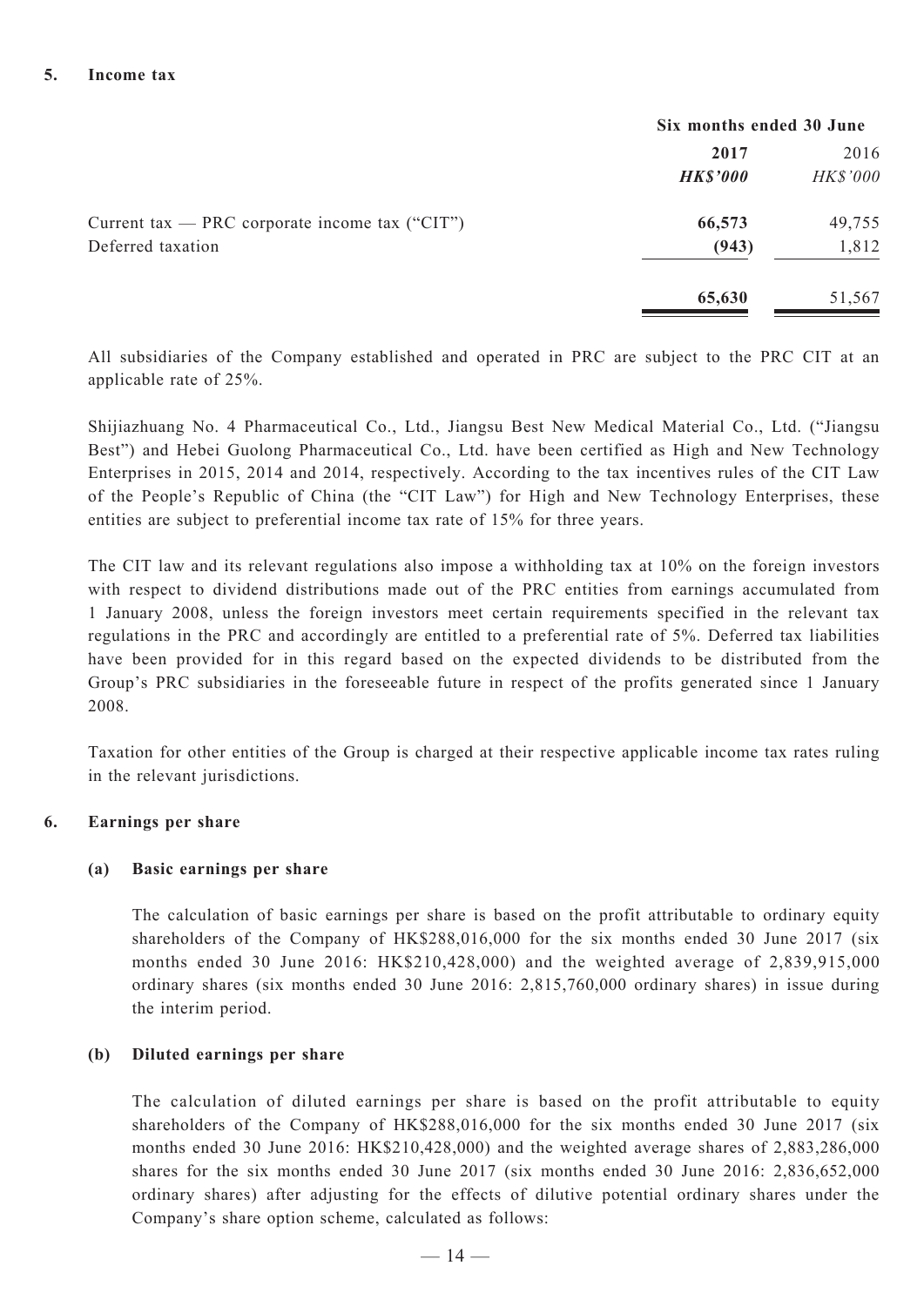## 5. Income tax

| | Six months ended 30 June | |
|---|---|---|
| | **2017** | 2016 |
| | ***HK$'000*** | *HK$'000* |
| Current tax — PRC corporate income tax ("CIT") | **66,573** | 49,755 |
| Deferred taxation | **(943)** | 1,812 |
| | **65,630** | 51,567 |

All subsidiaries of the Company established and operated in PRC are subject to the PRC CIT at an applicable rate of 25%.

Shijiazhuang No. 4 Pharmaceutical Co., Ltd., Jiangsu Best New Medical Material Co., Ltd. ("Jiangsu Best") and Hebei Guolong Pharmaceutical Co., Ltd. have been certified as High and New Technology Enterprises in 2015, 2014 and 2014, respectively. According to the tax incentives rules of the CIT Law of the People's Republic of China (the "CIT Law") for High and New Technology Enterprises, these entities are subject to preferential income tax rate of 15% for three years.

The CIT law and its relevant regulations also impose a withholding tax at 10% on the foreign investors with respect to dividend distributions made out of the PRC entities from earnings accumulated from 1 January 2008, unless the foreign investors meet certain requirements specified in the relevant tax regulations in the PRC and accordingly are entitled to a preferential rate of 5%. Deferred tax liabilities have been provided for in this regard based on the expected dividends to be distributed from the Group's PRC subsidiaries in the foreseeable future in respect of the profits generated since 1 January 2008.

Taxation for other entities of the Group is charged at their respective applicable income tax rates ruling in the relevant jurisdictions.

## 6. Earnings per share

### (a) Basic earnings per share

The calculation of basic earnings per share is based on the profit attributable to ordinary equity shareholders of the Company of HK$288,016,000 for the six months ended 30 June 2017 (six months ended 30 June 2016: HK$210,428,000) and the weighted average of 2,839,915,000 ordinary shares (six months ended 30 June 2016: 2,815,760,000 ordinary shares) in issue during the interim period.

### (b) Diluted earnings per share

The calculation of diluted earnings per share is based on the profit attributable to equity shareholders of the Company of HK$288,016,000 for the six months ended 30 June 2017 (six months ended 30 June 2016: HK$210,428,000) and the weighted average shares of 2,883,286,000 shares for the six months ended 30 June 2017 (six months ended 30 June 2016: 2,836,652,000 ordinary shares) after adjusting for the effects of dilutive potential ordinary shares under the Company's share option scheme, calculated as follows: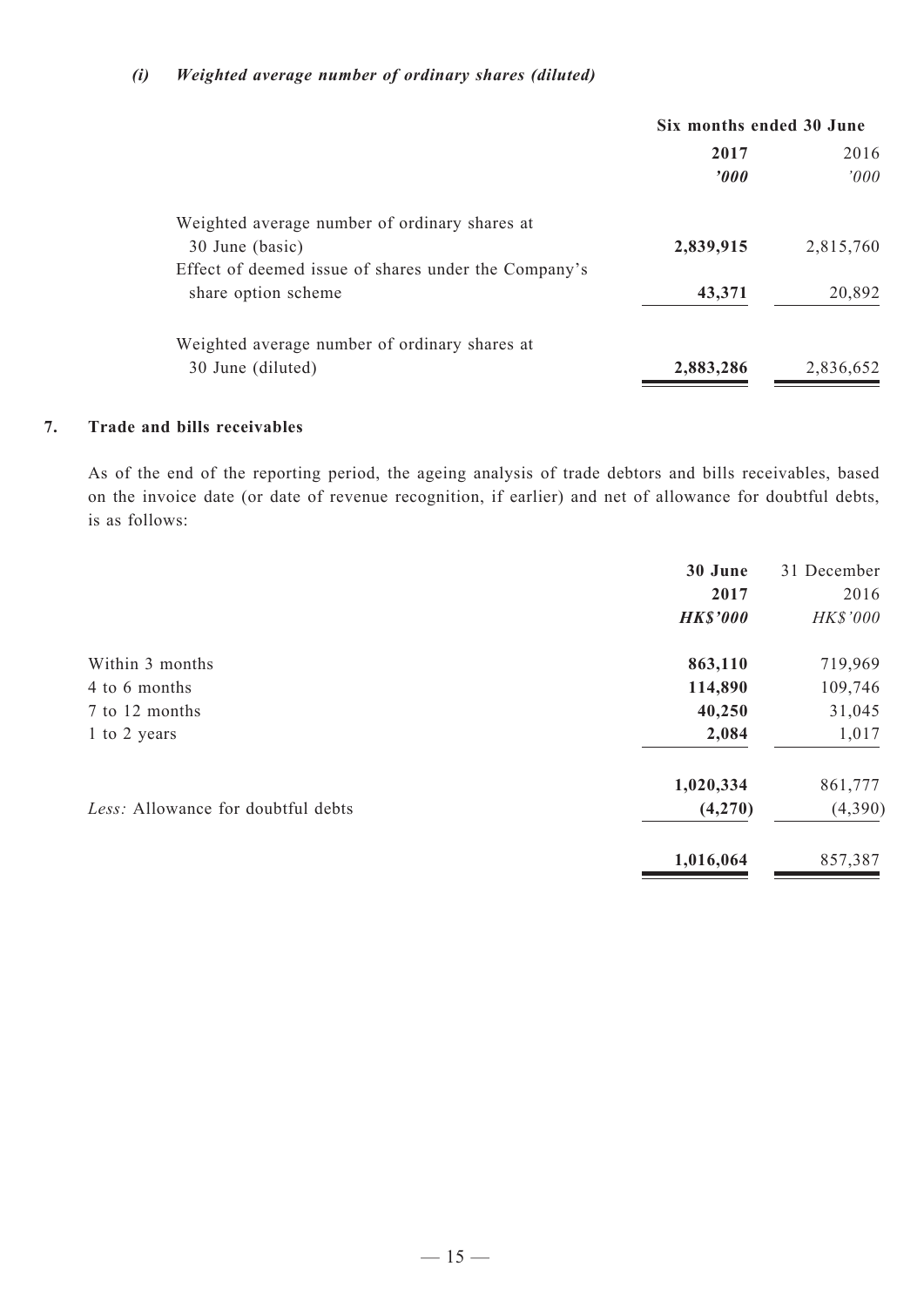*(i) Weighted average number of ordinary shares (diluted)*

| | Six months ended 30 June | |
|---|---|---|
| | **2017** | 2016 |
| | ***'000*** | *'000* |
| Weighted average number of ordinary shares at 30 June (basic) | **2,839,915** | 2,815,760 |
| Effect of deemed issue of shares under the Company's share option scheme | **43,371** | 20,892 |
| Weighted average number of ordinary shares at 30 June (diluted) | **2,883,286** | 2,836,652 |

## 7. Trade and bills receivables

As of the end of the reporting period, the ageing analysis of trade debtors and bills receivables, based on the invoice date (or date of revenue recognition, if earlier) and net of allowance for doubtful debts, is as follows:

| | **30 June 2017** | 31 December 2016 |
|---|---|---|
| | ***HK$'000*** | *HK$'000* |
| Within 3 months | **863,110** | 719,969 |
| 4 to 6 months | **114,890** | 109,746 |
| 7 to 12 months | **40,250** | 31,045 |
| 1 to 2 years | **2,084** | 1,017 |
| | **1,020,334** | 861,777 |
| *Less:* Allowance for doubtful debts | **(4,270)** | (4,390) |
| | **1,016,064** | 857,387 |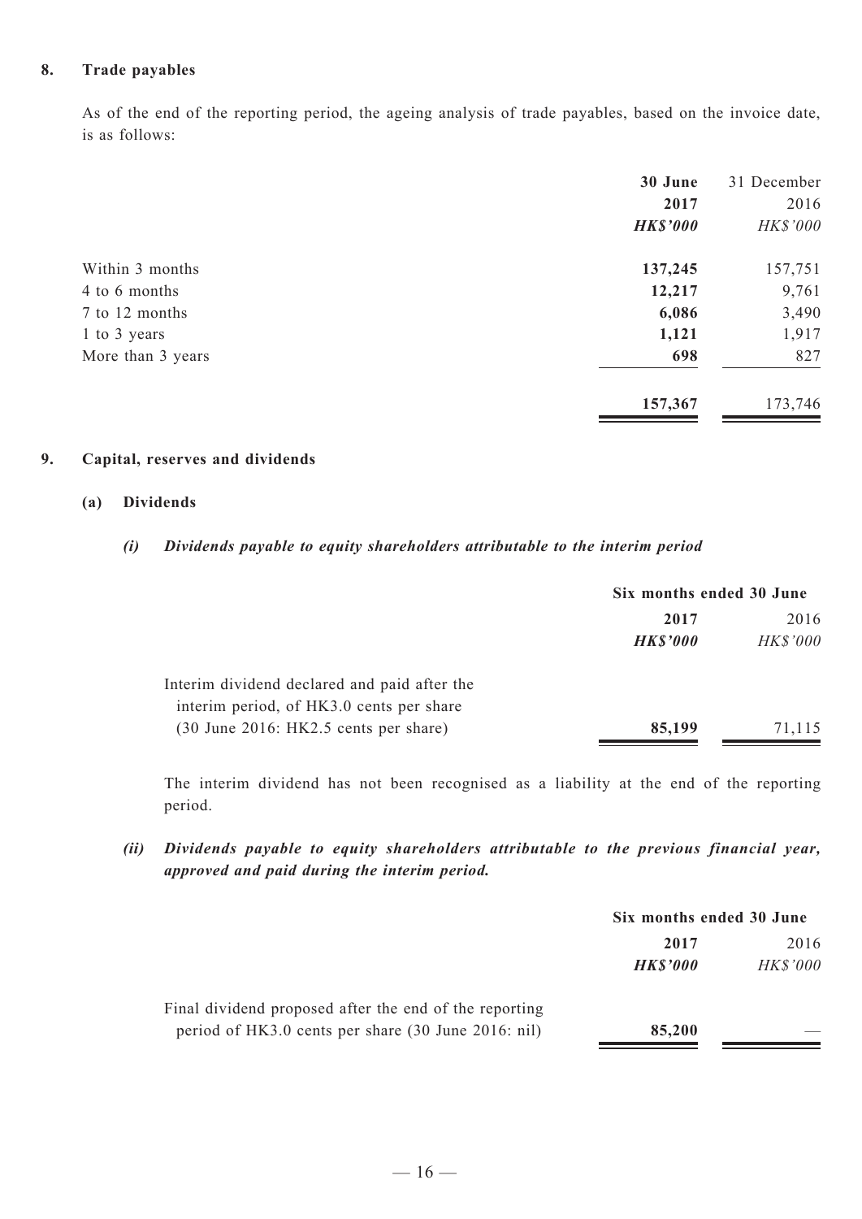## 8. Trade payables

As of the end of the reporting period, the ageing analysis of trade payables, based on the invoice date, is as follows:

| | **30 June 2017** | 31 December 2016 |
|---|---|---|
| | ***HK$'000*** | *HK$'000* |
| Within 3 months | **137,245** | 157,751 |
| 4 to 6 months | **12,217** | 9,761 |
| 7 to 12 months | **6,086** | 3,490 |
| 1 to 3 years | **1,121** | 1,917 |
| More than 3 years | **698** | 827 |
| | **157,367** | 173,746 |

## 9. Capital, reserves and dividends

### (a) Dividends

#### *(i) Dividends payable to equity shareholders attributable to the interim period*

| | **Six months ended 30 June** | |
|---|---|---|
| | **2017** | 2016 |
| | ***HK$'000*** | *HK$'000* |
| Interim dividend declared and paid after the interim period, of HK3.0 cents per share (30 June 2016: HK2.5 cents per share) | **85,199** | 71,115 |

The interim dividend has not been recognised as a liability at the end of the reporting period.

#### *(ii) Dividends payable to equity shareholders attributable to the previous financial year, approved and paid during the interim period.*

| | **Six months ended 30 June** | |
|---|---|---|
| | **2017** | 2016 |
| | ***HK$'000*** | *HK$'000* |
| Final dividend proposed after the end of the reporting period of HK3.0 cents per share (30 June 2016: nil) | **85,200** | — |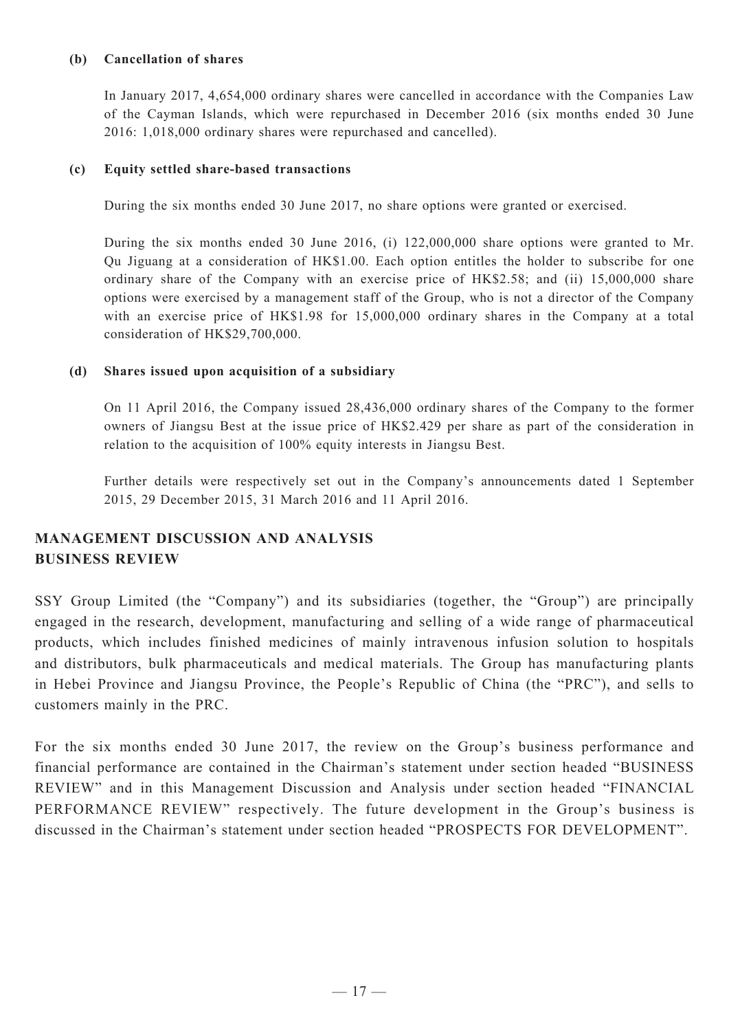**(b) Cancellation of shares**

In January 2017, 4,654,000 ordinary shares were cancelled in accordance with the Companies Law of the Cayman Islands, which were repurchased in December 2016 (six months ended 30 June 2016: 1,018,000 ordinary shares were repurchased and cancelled).

**(c) Equity settled share-based transactions**

During the six months ended 30 June 2017, no share options were granted or exercised.

During the six months ended 30 June 2016, (i) 122,000,000 share options were granted to Mr. Qu Jiguang at a consideration of HK$1.00. Each option entitles the holder to subscribe for one ordinary share of the Company with an exercise price of HK$2.58; and (ii) 15,000,000 share options were exercised by a management staff of the Group, who is not a director of the Company with an exercise price of HK$1.98 for 15,000,000 ordinary shares in the Company at a total consideration of HK$29,700,000.

**(d) Shares issued upon acquisition of a subsidiary**

On 11 April 2016, the Company issued 28,436,000 ordinary shares of the Company to the former owners of Jiangsu Best at the issue price of HK$2.429 per share as part of the consideration in relation to the acquisition of 100% equity interests in Jiangsu Best.

Further details were respectively set out in the Company's announcements dated 1 September 2015, 29 December 2015, 31 March 2016 and 11 April 2016.

## MANAGEMENT DISCUSSION AND ANALYSIS
## BUSINESS REVIEW

SSY Group Limited (the "Company") and its subsidiaries (together, the "Group") are principally engaged in the research, development, manufacturing and selling of a wide range of pharmaceutical products, which includes finished medicines of mainly intravenous infusion solution to hospitals and distributors, bulk pharmaceuticals and medical materials. The Group has manufacturing plants in Hebei Province and Jiangsu Province, the People's Republic of China (the "PRC"), and sells to customers mainly in the PRC.

For the six months ended 30 June 2017, the review on the Group's business performance and financial performance are contained in the Chairman's statement under section headed "BUSINESS REVIEW" and in this Management Discussion and Analysis under section headed "FINANCIAL PERFORMANCE REVIEW" respectively. The future development in the Group's business is discussed in the Chairman's statement under section headed "PROSPECTS FOR DEVELOPMENT".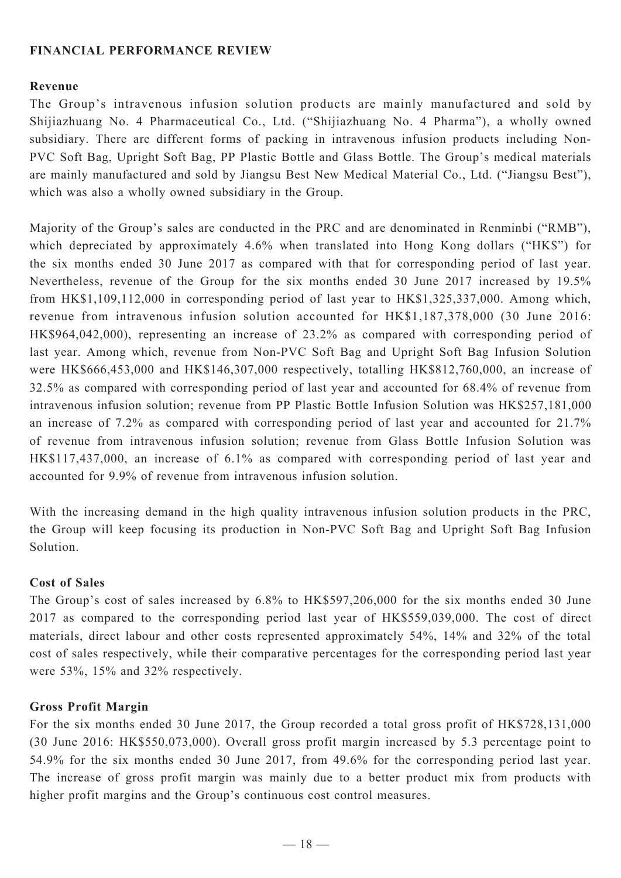## FINANCIAL PERFORMANCE REVIEW

### Revenue

The Group's intravenous infusion solution products are mainly manufactured and sold by Shijiazhuang No. 4 Pharmaceutical Co., Ltd. ("Shijiazhuang No. 4 Pharma"), a wholly owned subsidiary. There are different forms of packing in intravenous infusion products including Non-PVC Soft Bag, Upright Soft Bag, PP Plastic Bottle and Glass Bottle. The Group's medical materials are mainly manufactured and sold by Jiangsu Best New Medical Material Co., Ltd. ("Jiangsu Best"), which was also a wholly owned subsidiary in the Group.

Majority of the Group's sales are conducted in the PRC and are denominated in Renminbi ("RMB"), which depreciated by approximately 4.6% when translated into Hong Kong dollars ("HK$") for the six months ended 30 June 2017 as compared with that for corresponding period of last year. Nevertheless, revenue of the Group for the six months ended 30 June 2017 increased by 19.5% from HK$1,109,112,000 in corresponding period of last year to HK$1,325,337,000. Among which, revenue from intravenous infusion solution accounted for HK$1,187,378,000 (30 June 2016: HK$964,042,000), representing an increase of 23.2% as compared with corresponding period of last year. Among which, revenue from Non-PVC Soft Bag and Upright Soft Bag Infusion Solution were HK$666,453,000 and HK$146,307,000 respectively, totalling HK$812,760,000, an increase of 32.5% as compared with corresponding period of last year and accounted for 68.4% of revenue from intravenous infusion solution; revenue from PP Plastic Bottle Infusion Solution was HK$257,181,000 an increase of 7.2% as compared with corresponding period of last year and accounted for 21.7% of revenue from intravenous infusion solution; revenue from Glass Bottle Infusion Solution was HK$117,437,000, an increase of 6.1% as compared with corresponding period of last year and accounted for 9.9% of revenue from intravenous infusion solution.

With the increasing demand in the high quality intravenous infusion solution products in the PRC, the Group will keep focusing its production in Non-PVC Soft Bag and Upright Soft Bag Infusion Solution.

### Cost of Sales

The Group's cost of sales increased by 6.8% to HK$597,206,000 for the six months ended 30 June 2017 as compared to the corresponding period last year of HK$559,039,000. The cost of direct materials, direct labour and other costs represented approximately 54%, 14% and 32% of the total cost of sales respectively, while their comparative percentages for the corresponding period last year were 53%, 15% and 32% respectively.

### Gross Profit Margin

For the six months ended 30 June 2017, the Group recorded a total gross profit of HK$728,131,000 (30 June 2016: HK$550,073,000). Overall gross profit margin increased by 5.3 percentage point to 54.9% for the six months ended 30 June 2017, from 49.6% for the corresponding period last year. The increase of gross profit margin was mainly due to a better product mix from products with higher profit margins and the Group's continuous cost control measures.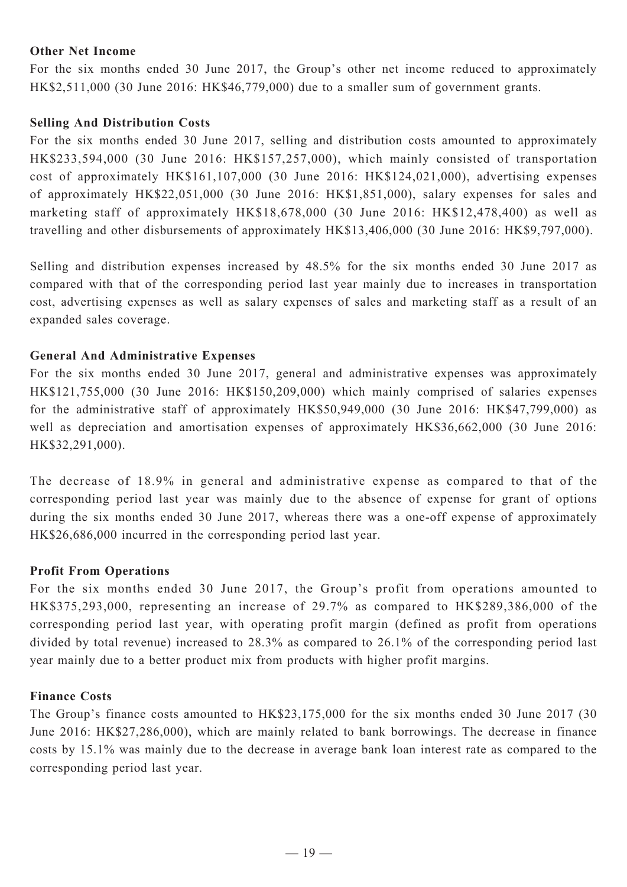**Other Net Income**

For the six months ended 30 June 2017, the Group's other net income reduced to approximately HK$2,511,000 (30 June 2016: HK$46,779,000) due to a smaller sum of government grants.

**Selling And Distribution Costs**

For the six months ended 30 June 2017, selling and distribution costs amounted to approximately HK$233,594,000 (30 June 2016: HK$157,257,000), which mainly consisted of transportation cost of approximately HK$161,107,000 (30 June 2016: HK$124,021,000), advertising expenses of approximately HK$22,051,000 (30 June 2016: HK$1,851,000), salary expenses for sales and marketing staff of approximately HK$18,678,000 (30 June 2016: HK$12,478,400) as well as travelling and other disbursements of approximately HK$13,406,000 (30 June 2016: HK$9,797,000).

Selling and distribution expenses increased by 48.5% for the six months ended 30 June 2017 as compared with that of the corresponding period last year mainly due to increases in transportation cost, advertising expenses as well as salary expenses of sales and marketing staff as a result of an expanded sales coverage.

**General And Administrative Expenses**

For the six months ended 30 June 2017, general and administrative expenses was approximately HK$121,755,000 (30 June 2016: HK$150,209,000) which mainly comprised of salaries expenses for the administrative staff of approximately HK$50,949,000 (30 June 2016: HK$47,799,000) as well as depreciation and amortisation expenses of approximately HK$36,662,000 (30 June 2016: HK$32,291,000).

The decrease of 18.9% in general and administrative expense as compared to that of the corresponding period last year was mainly due to the absence of expense for grant of options during the six months ended 30 June 2017, whereas there was a one-off expense of approximately HK$26,686,000 incurred in the corresponding period last year.

**Profit From Operations**

For the six months ended 30 June 2017, the Group's profit from operations amounted to HK$375,293,000, representing an increase of 29.7% as compared to HK$289,386,000 of the corresponding period last year, with operating profit margin (defined as profit from operations divided by total revenue) increased to 28.3% as compared to 26.1% of the corresponding period last year mainly due to a better product mix from products with higher profit margins.

**Finance Costs**

The Group's finance costs amounted to HK$23,175,000 for the six months ended 30 June 2017 (30 June 2016: HK$27,286,000), which are mainly related to bank borrowings. The decrease in finance costs by 15.1% was mainly due to the decrease in average bank loan interest rate as compared to the corresponding period last year.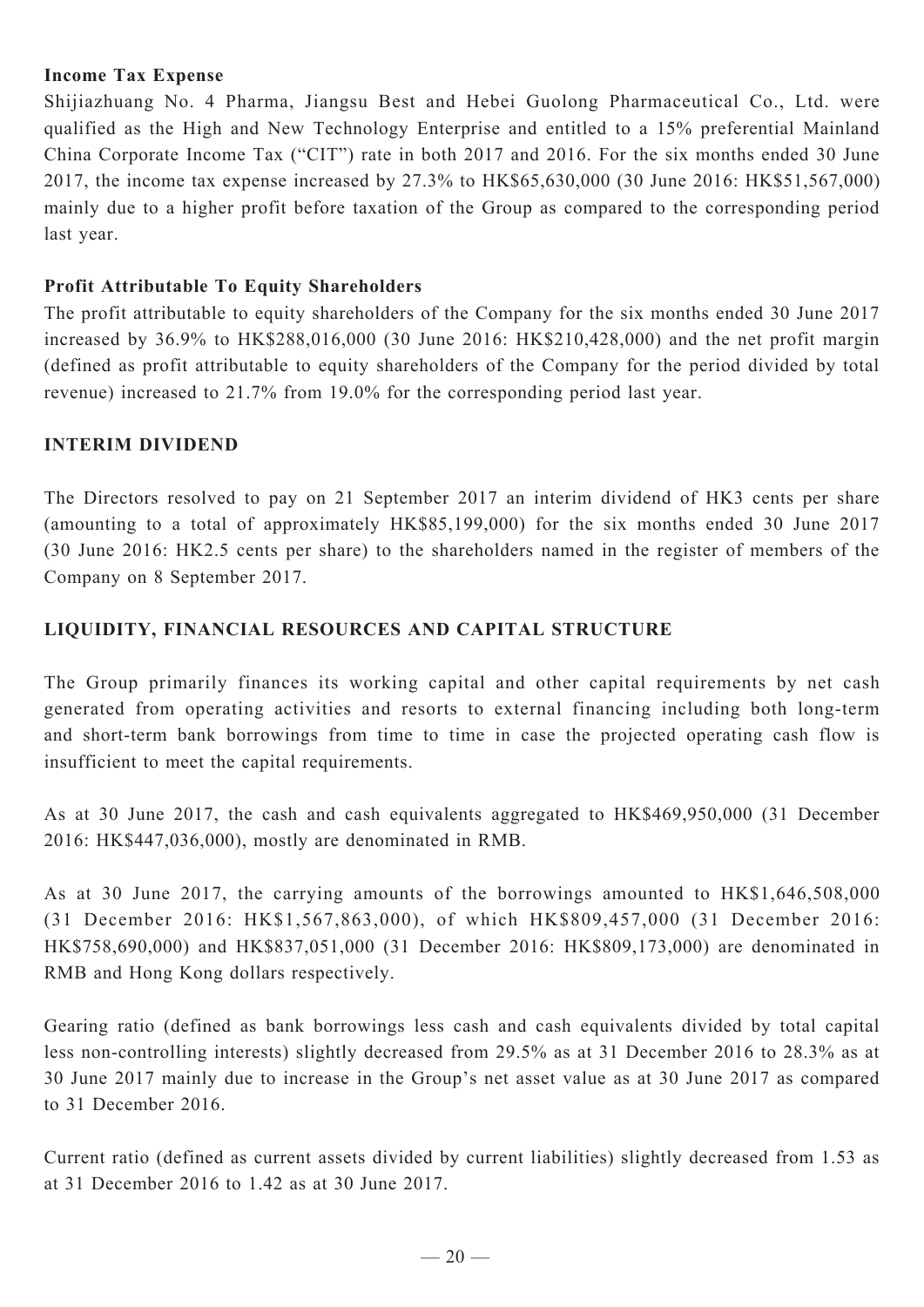**Income Tax Expense**

Shijiazhuang No. 4 Pharma, Jiangsu Best and Hebei Guolong Pharmaceutical Co., Ltd. were qualified as the High and New Technology Enterprise and entitled to a 15% preferential Mainland China Corporate Income Tax ("CIT") rate in both 2017 and 2016. For the six months ended 30 June 2017, the income tax expense increased by 27.3% to HK$65,630,000 (30 June 2016: HK$51,567,000) mainly due to a higher profit before taxation of the Group as compared to the corresponding period last year.

**Profit Attributable To Equity Shareholders**

The profit attributable to equity shareholders of the Company for the six months ended 30 June 2017 increased by 36.9% to HK$288,016,000 (30 June 2016: HK$210,428,000) and the net profit margin (defined as profit attributable to equity shareholders of the Company for the period divided by total revenue) increased to 21.7% from 19.0% for the corresponding period last year.

## INTERIM DIVIDEND

The Directors resolved to pay on 21 September 2017 an interim dividend of HK3 cents per share (amounting to a total of approximately HK$85,199,000) for the six months ended 30 June 2017 (30 June 2016: HK2.5 cents per share) to the shareholders named in the register of members of the Company on 8 September 2017.

## LIQUIDITY, FINANCIAL RESOURCES AND CAPITAL STRUCTURE

The Group primarily finances its working capital and other capital requirements by net cash generated from operating activities and resorts to external financing including both long-term and short-term bank borrowings from time to time in case the projected operating cash flow is insufficient to meet the capital requirements.

As at 30 June 2017, the cash and cash equivalents aggregated to HK$469,950,000 (31 December 2016: HK$447,036,000), mostly are denominated in RMB.

As at 30 June 2017, the carrying amounts of the borrowings amounted to HK$1,646,508,000 (31 December 2016: HK$1,567,863,000), of which HK$809,457,000 (31 December 2016: HK$758,690,000) and HK$837,051,000 (31 December 2016: HK$809,173,000) are denominated in RMB and Hong Kong dollars respectively.

Gearing ratio (defined as bank borrowings less cash and cash equivalents divided by total capital less non-controlling interests) slightly decreased from 29.5% as at 31 December 2016 to 28.3% as at 30 June 2017 mainly due to increase in the Group's net asset value as at 30 June 2017 as compared to 31 December 2016.

Current ratio (defined as current assets divided by current liabilities) slightly decreased from 1.53 as at 31 December 2016 to 1.42 as at 30 June 2017.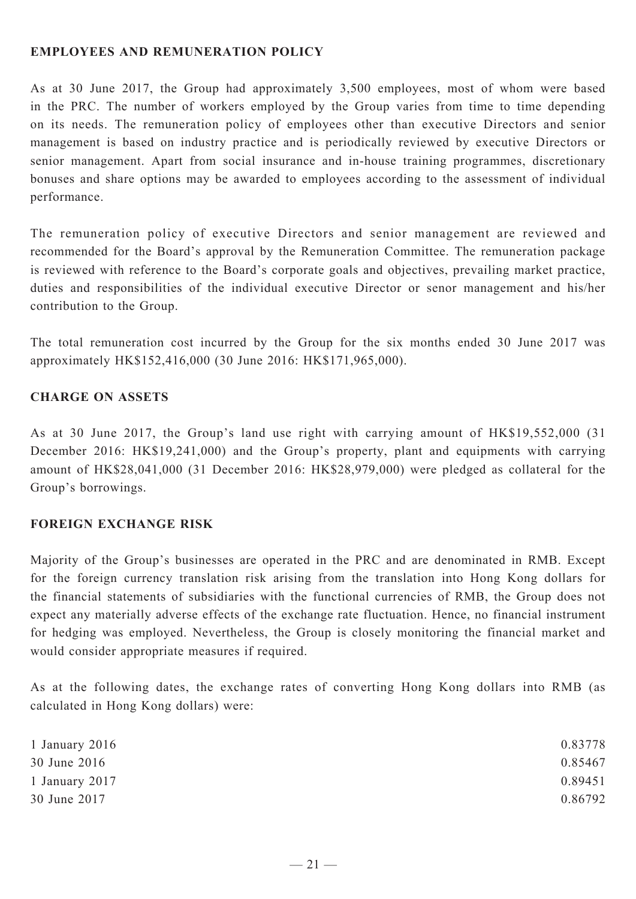## EMPLOYEES AND REMUNERATION POLICY

As at 30 June 2017, the Group had approximately 3,500 employees, most of whom were based in the PRC. The number of workers employed by the Group varies from time to time depending on its needs. The remuneration policy of employees other than executive Directors and senior management is based on industry practice and is periodically reviewed by executive Directors or senior management. Apart from social insurance and in-house training programmes, discretionary bonuses and share options may be awarded to employees according to the assessment of individual performance.

The remuneration policy of executive Directors and senior management are reviewed and recommended for the Board's approval by the Remuneration Committee. The remuneration package is reviewed with reference to the Board's corporate goals and objectives, prevailing market practice, duties and responsibilities of the individual executive Director or senor management and his/her contribution to the Group.

The total remuneration cost incurred by the Group for the six months ended 30 June 2017 was approximately HK$152,416,000 (30 June 2016: HK$171,965,000).

## CHARGE ON ASSETS

As at 30 June 2017, the Group's land use right with carrying amount of HK$19,552,000 (31 December 2016: HK$19,241,000) and the Group's property, plant and equipments with carrying amount of HK$28,041,000 (31 December 2016: HK$28,979,000) were pledged as collateral for the Group's borrowings.

## FOREIGN EXCHANGE RISK

Majority of the Group's businesses are operated in the PRC and are denominated in RMB. Except for the foreign currency translation risk arising from the translation into Hong Kong dollars for the financial statements of subsidiaries with the functional currencies of RMB, the Group does not expect any materially adverse effects of the exchange rate fluctuation. Hence, no financial instrument for hedging was employed. Nevertheless, the Group is closely monitoring the financial market and would consider appropriate measures if required.

As at the following dates, the exchange rates of converting Hong Kong dollars into RMB (as calculated in Hong Kong dollars) were:

| | |
|---|---|
| 1 January 2016 | 0.83778 |
| 30 June 2016 | 0.85467 |
| 1 January 2017 | 0.89451 |
| 30 June 2017 | 0.86792 |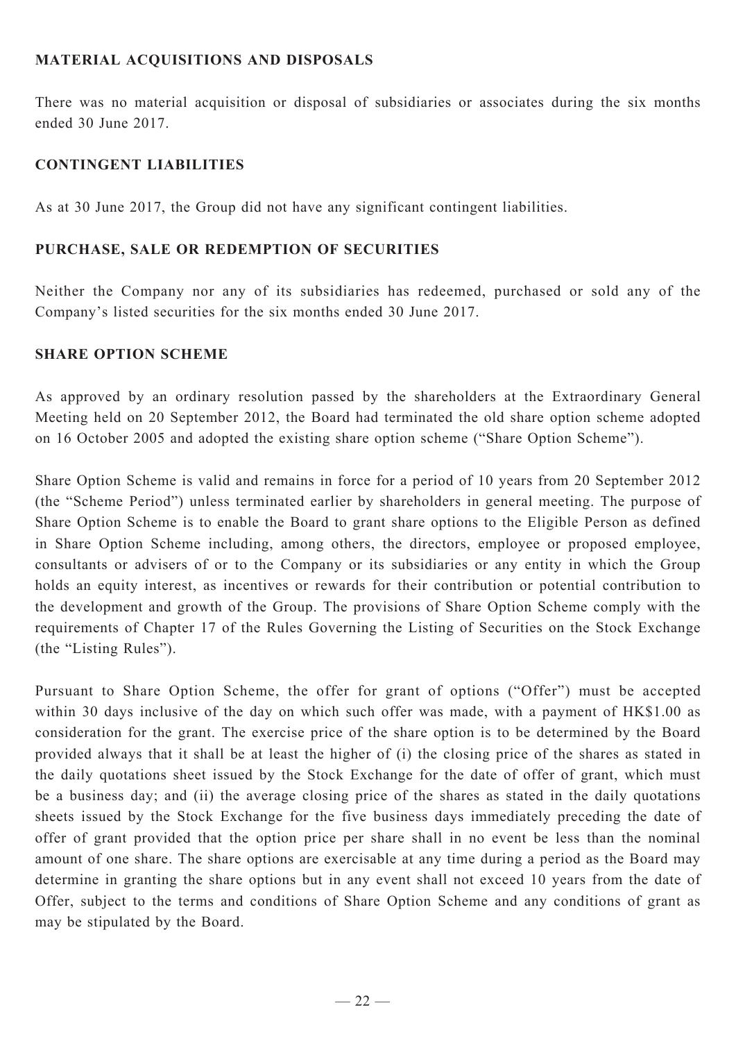## MATERIAL ACQUISITIONS AND DISPOSALS

There was no material acquisition or disposal of subsidiaries or associates during the six months ended 30 June 2017.

## CONTINGENT LIABILITIES

As at 30 June 2017, the Group did not have any significant contingent liabilities.

## PURCHASE, SALE OR REDEMPTION OF SECURITIES

Neither the Company nor any of its subsidiaries has redeemed, purchased or sold any of the Company's listed securities for the six months ended 30 June 2017.

## SHARE OPTION SCHEME

As approved by an ordinary resolution passed by the shareholders at the Extraordinary General Meeting held on 20 September 2012, the Board had terminated the old share option scheme adopted on 16 October 2005 and adopted the existing share option scheme ("Share Option Scheme").

Share Option Scheme is valid and remains in force for a period of 10 years from 20 September 2012 (the "Scheme Period") unless terminated earlier by shareholders in general meeting. The purpose of Share Option Scheme is to enable the Board to grant share options to the Eligible Person as defined in Share Option Scheme including, among others, the directors, employee or proposed employee, consultants or advisers of or to the Company or its subsidiaries or any entity in which the Group holds an equity interest, as incentives or rewards for their contribution or potential contribution to the development and growth of the Group. The provisions of Share Option Scheme comply with the requirements of Chapter 17 of the Rules Governing the Listing of Securities on the Stock Exchange (the "Listing Rules").

Pursuant to Share Option Scheme, the offer for grant of options ("Offer") must be accepted within 30 days inclusive of the day on which such offer was made, with a payment of HK$1.00 as consideration for the grant. The exercise price of the share option is to be determined by the Board provided always that it shall be at least the higher of (i) the closing price of the shares as stated in the daily quotations sheet issued by the Stock Exchange for the date of offer of grant, which must be a business day; and (ii) the average closing price of the shares as stated in the daily quotations sheets issued by the Stock Exchange for the five business days immediately preceding the date of offer of grant provided that the option price per share shall in no event be less than the nominal amount of one share. The share options are exercisable at any time during a period as the Board may determine in granting the share options but in any event shall not exceed 10 years from the date of Offer, subject to the terms and conditions of Share Option Scheme and any conditions of grant as may be stipulated by the Board.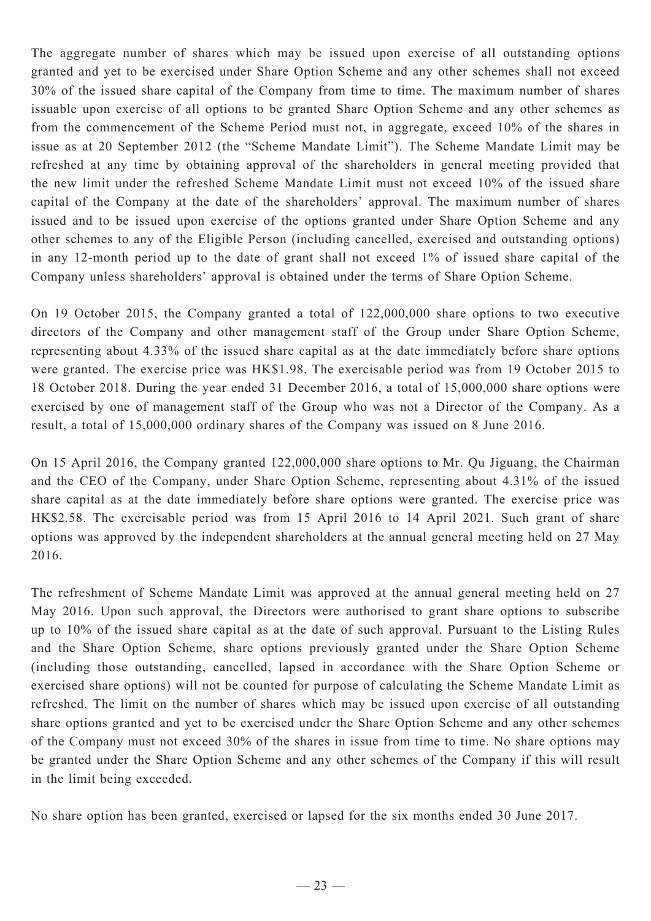The aggregate number of shares which may be issued upon exercise of all outstanding options granted and yet to be exercised under Share Option Scheme and any other schemes shall not exceed 30% of the issued share capital of the Company from time to time. The maximum number of shares issuable upon exercise of all options to be granted Share Option Scheme and any other schemes as from the commencement of the Scheme Period must not, in aggregate, exceed 10% of the shares in issue as at 20 September 2012 (the "Scheme Mandate Limit"). The Scheme Mandate Limit may be refreshed at any time by obtaining approval of the shareholders in general meeting provided that the new limit under the refreshed Scheme Mandate Limit must not exceed 10% of the issued share capital of the Company at the date of the shareholders' approval. The maximum number of shares issued and to be issued upon exercise of the options granted under Share Option Scheme and any other schemes to any of the Eligible Person (including cancelled, exercised and outstanding options) in any 12-month period up to the date of grant shall not exceed 1% of issued share capital of the Company unless shareholders' approval is obtained under the terms of Share Option Scheme.

On 19 October 2015, the Company granted a total of 122,000,000 share options to two executive directors of the Company and other management staff of the Group under Share Option Scheme, representing about 4.33% of the issued share capital as at the date immediately before share options were granted. The exercise price was HK$1.98. The exercisable period was from 19 October 2015 to 18 October 2018. During the year ended 31 December 2016, a total of 15,000,000 share options were exercised by one of management staff of the Group who was not a Director of the Company. As a result, a total of 15,000,000 ordinary shares of the Company was issued on 8 June 2016.

On 15 April 2016, the Company granted 122,000,000 share options to Mr. Qu Jiguang, the Chairman and the CEO of the Company, under Share Option Scheme, representing about 4.31% of the issued share capital as at the date immediately before share options were granted. The exercise price was HK$2.58. The exercisable period was from 15 April 2016 to 14 April 2021. Such grant of share options was approved by the independent shareholders at the annual general meeting held on 27 May 2016.

The refreshment of Scheme Mandate Limit was approved at the annual general meeting held on 27 May 2016. Upon such approval, the Directors were authorised to grant share options to subscribe up to 10% of the issued share capital as at the date of such approval. Pursuant to the Listing Rules and the Share Option Scheme, share options previously granted under the Share Option Scheme (including those outstanding, cancelled, lapsed in accordance with the Share Option Scheme or exercised share options) will not be counted for purpose of calculating the Scheme Mandate Limit as refreshed. The limit on the number of shares which may be issued upon exercise of all outstanding share options granted and yet to be exercised under the Share Option Scheme and any other schemes of the Company must not exceed 30% of the shares in issue from time to time. No share options may be granted under the Share Option Scheme and any other schemes of the Company if this will result in the limit being exceeded.

No share option has been granted, exercised or lapsed for the six months ended 30 June 2017.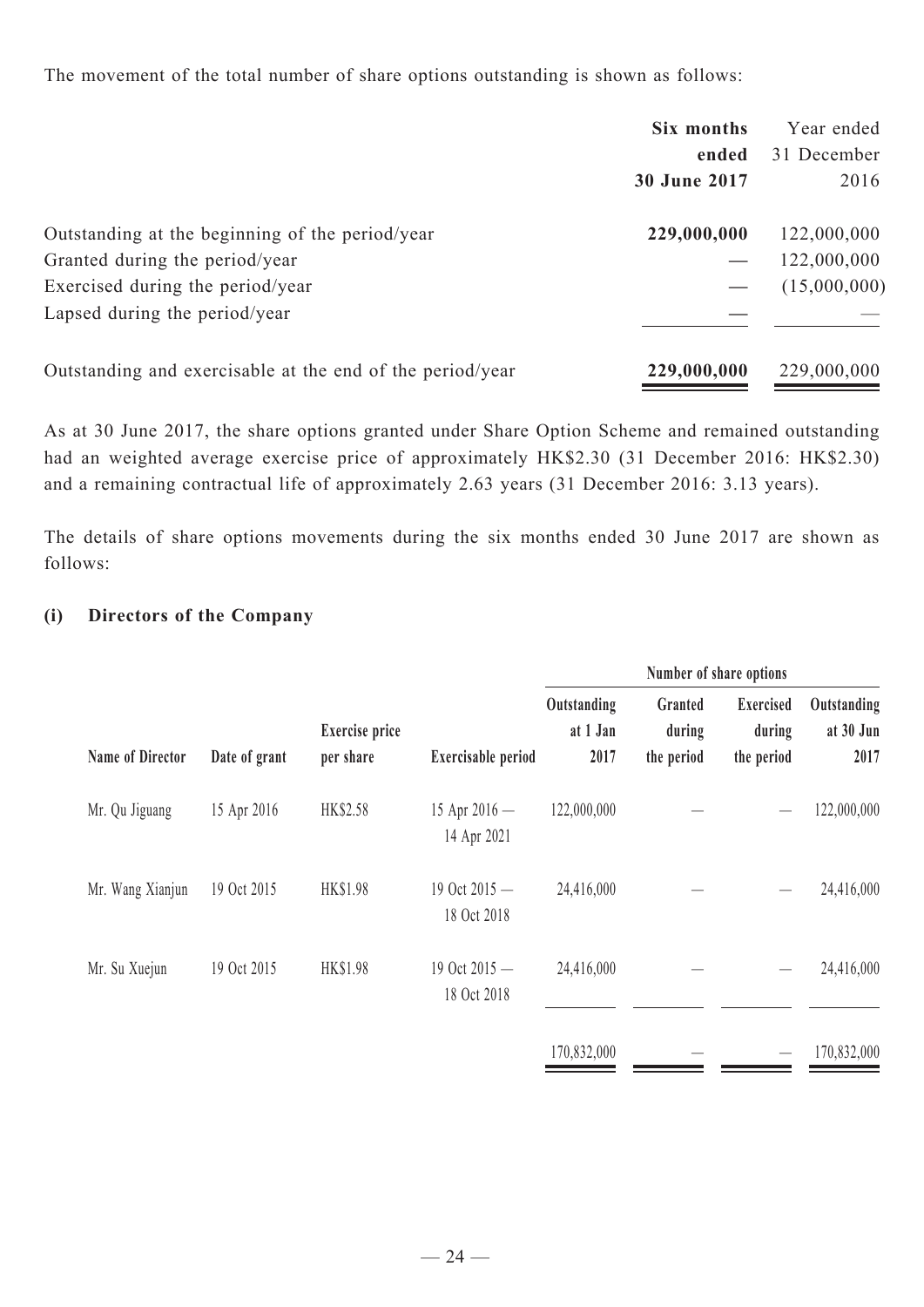The movement of the total number of share options outstanding is shown as follows:

| | Six months ended 30 June 2017 | Year ended 31 December 2016 |
|---|---|---|
| Outstanding at the beginning of the period/year | **229,000,000** | 122,000,000 |
| Granted during the period/year | **—** | 122,000,000 |
| Exercised during the period/year | **—** | (15,000,000) |
| Lapsed during the period/year | **—** | — |
| Outstanding and exercisable at the end of the period/year | **229,000,000** | 229,000,000 |

As at 30 June 2017, the share options granted under Share Option Scheme and remained outstanding had an weighted average exercise price of approximately HK$2.30 (31 December 2016: HK$2.30) and a remaining contractual life of approximately 2.63 years (31 December 2016: 3.13 years).

The details of share options movements during the six months ended 30 June 2017 are shown as follows:

### (i) Directors of the Company

| | | | | Number of share options | | | |
|---|---|---|---|---|---|---|---|
| Name of Director | Date of grant | Exercise price per share | Exercisable period | Outstanding at 1 Jan 2017 | Granted during the period | Exercised during the period | Outstanding at 30 Jun 2017 |
| Mr. Qu Jiguang | 15 Apr 2016 | HK$2.58 | 15 Apr 2016 — 14 Apr 2021 | 122,000,000 | — | — | 122,000,000 |
| Mr. Wang Xianjun | 19 Oct 2015 | HK$1.98 | 19 Oct 2015 — 18 Oct 2018 | 24,416,000 | — | — | 24,416,000 |
| Mr. Su Xuejun | 19 Oct 2015 | HK$1.98 | 19 Oct 2015 — 18 Oct 2018 | 24,416,000 | — | — | 24,416,000 |
| | | | | 170,832,000 | — | — | 170,832,000 |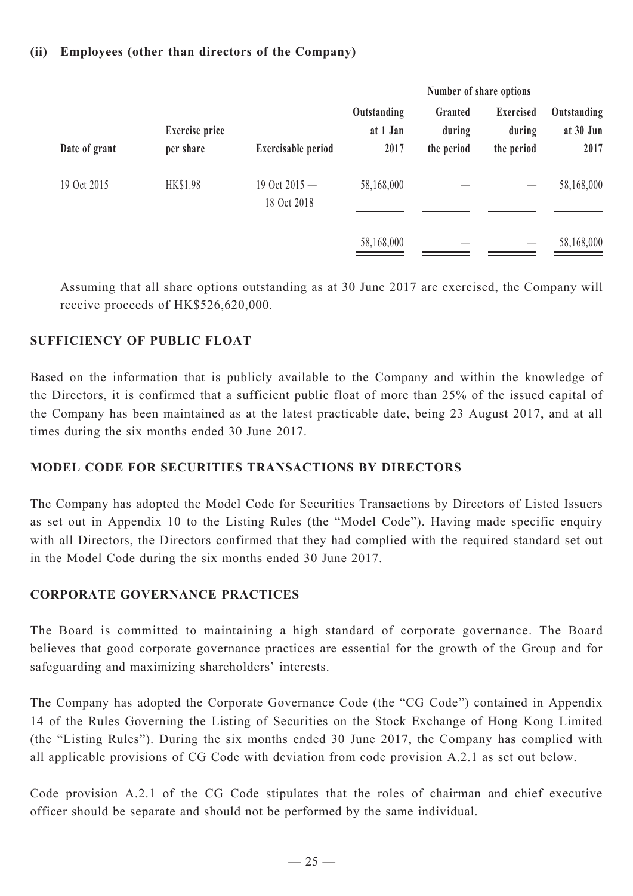**(ii) Employees (other than directors of the Company)**

| | | | Number of share options | | | |
|---|---|---|---|---|---|---|
| Date of grant | Exercise price per share | Exercisable period | Outstanding at 1 Jan 2017 | Granted during the period | Exercised during the period | Outstanding at 30 Jun 2017 |
| 19 Oct 2015 | HK$1.98 | 19 Oct 2015 — 18 Oct 2018 | 58,168,000 | — | — | 58,168,000 |
| | | | 58,168,000 | — | — | 58,168,000 |

Assuming that all share options outstanding as at 30 June 2017 are exercised, the Company will receive proceeds of HK$526,620,000.

## SUFFICIENCY OF PUBLIC FLOAT

Based on the information that is publicly available to the Company and within the knowledge of the Directors, it is confirmed that a sufficient public float of more than 25% of the issued capital of the Company has been maintained as at the latest practicable date, being 23 August 2017, and at all times during the six months ended 30 June 2017.

## MODEL CODE FOR SECURITIES TRANSACTIONS BY DIRECTORS

The Company has adopted the Model Code for Securities Transactions by Directors of Listed Issuers as set out in Appendix 10 to the Listing Rules (the "Model Code"). Having made specific enquiry with all Directors, the Directors confirmed that they had complied with the required standard set out in the Model Code during the six months ended 30 June 2017.

## CORPORATE GOVERNANCE PRACTICES

The Board is committed to maintaining a high standard of corporate governance. The Board believes that good corporate governance practices are essential for the growth of the Group and for safeguarding and maximizing shareholders' interests.

The Company has adopted the Corporate Governance Code (the "CG Code") contained in Appendix 14 of the Rules Governing the Listing of Securities on the Stock Exchange of Hong Kong Limited (the "Listing Rules"). During the six months ended 30 June 2017, the Company has complied with all applicable provisions of CG Code with deviation from code provision A.2.1 as set out below.

Code provision A.2.1 of the CG Code stipulates that the roles of chairman and chief executive officer should be separate and should not be performed by the same individual.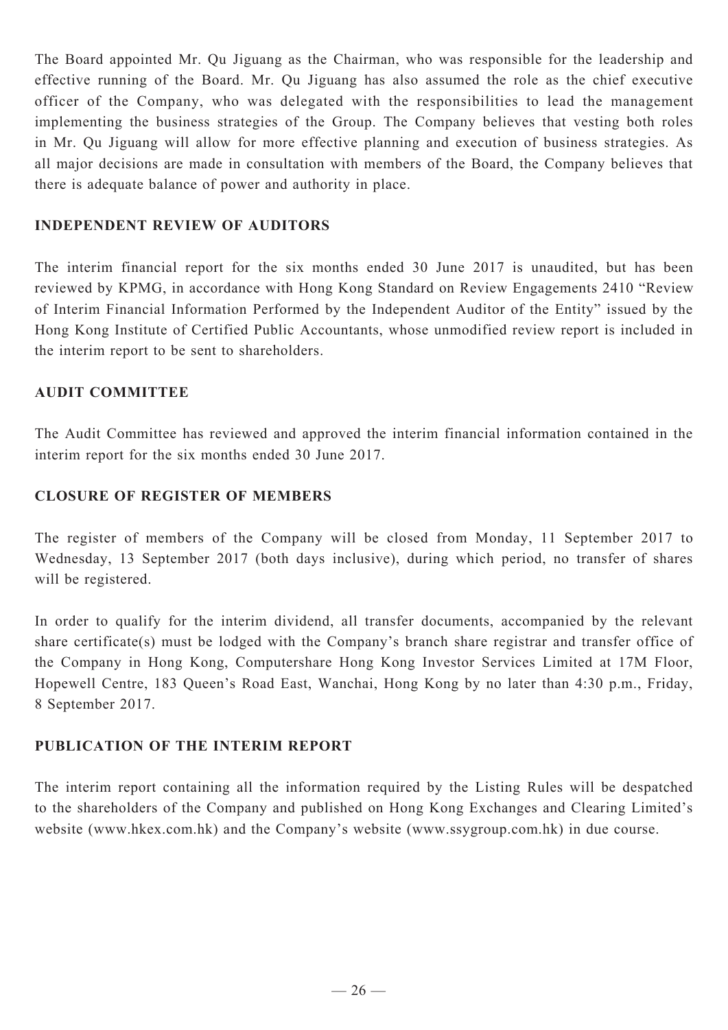The Board appointed Mr. Qu Jiguang as the Chairman, who was responsible for the leadership and effective running of the Board. Mr. Qu Jiguang has also assumed the role as the chief executive officer of the Company, who was delegated with the responsibilities to lead the management implementing the business strategies of the Group. The Company believes that vesting both roles in Mr. Qu Jiguang will allow for more effective planning and execution of business strategies. As all major decisions are made in consultation with members of the Board, the Company believes that there is adequate balance of power and authority in place.

## INDEPENDENT REVIEW OF AUDITORS

The interim financial report for the six months ended 30 June 2017 is unaudited, but has been reviewed by KPMG, in accordance with Hong Kong Standard on Review Engagements 2410 "Review of Interim Financial Information Performed by the Independent Auditor of the Entity" issued by the Hong Kong Institute of Certified Public Accountants, whose unmodified review report is included in the interim report to be sent to shareholders.

## AUDIT COMMITTEE

The Audit Committee has reviewed and approved the interim financial information contained in the interim report for the six months ended 30 June 2017.

## CLOSURE OF REGISTER OF MEMBERS

The register of members of the Company will be closed from Monday, 11 September 2017 to Wednesday, 13 September 2017 (both days inclusive), during which period, no transfer of shares will be registered.

In order to qualify for the interim dividend, all transfer documents, accompanied by the relevant share certificate(s) must be lodged with the Company's branch share registrar and transfer office of the Company in Hong Kong, Computershare Hong Kong Investor Services Limited at 17M Floor, Hopewell Centre, 183 Queen's Road East, Wanchai, Hong Kong by no later than 4:30 p.m., Friday, 8 September 2017.

## PUBLICATION OF THE INTERIM REPORT

The interim report containing all the information required by the Listing Rules will be despatched to the shareholders of the Company and published on Hong Kong Exchanges and Clearing Limited's website (www.hkex.com.hk) and the Company's website (www.ssygroup.com.hk) in due course.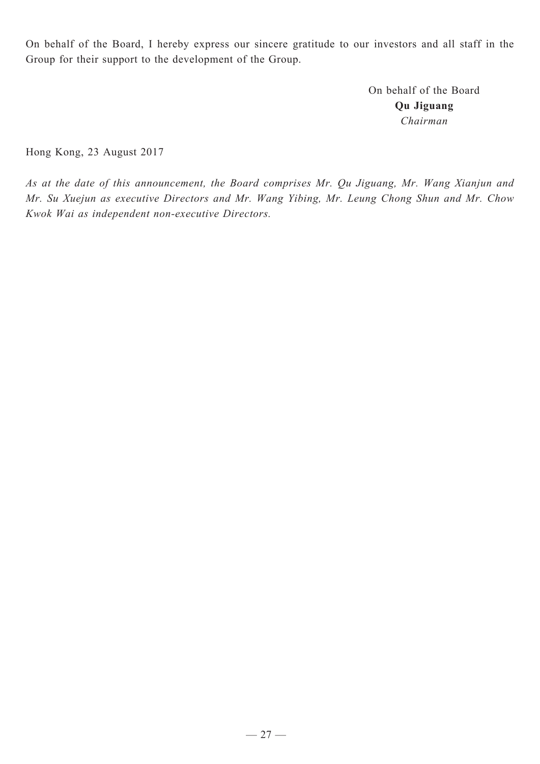On behalf of the Board, I hereby express our sincere gratitude to our investors and all staff in the Group for their support to the development of the Group.

On behalf of the Board
**Qu Jiguang**
*Chairman*

Hong Kong, 23 August 2017

*As at the date of this announcement, the Board comprises Mr. Qu Jiguang, Mr. Wang Xianjun and Mr. Su Xuejun as executive Directors and Mr. Wang Yibing, Mr. Leung Chong Shun and Mr. Chow Kwok Wai as independent non-executive Directors.*